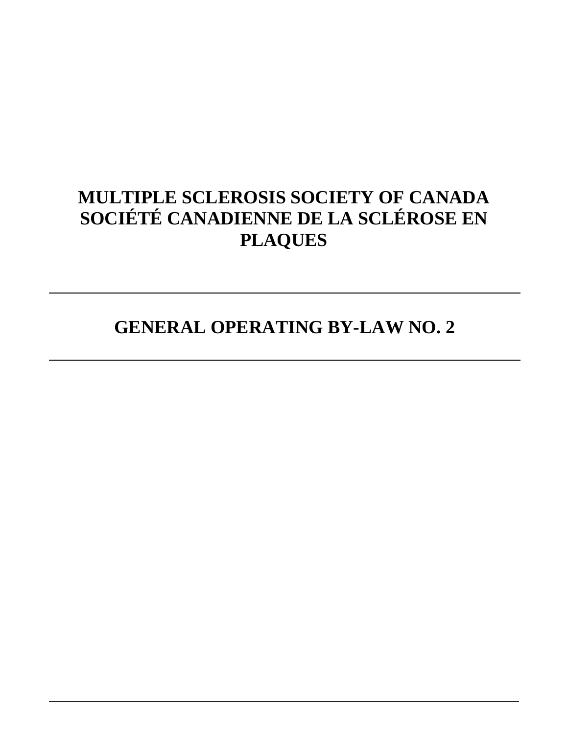# MULTIPLE SCLEROSIS SOCIETY OF CANADA SOCIÉTÉ CANADIENNE DE LA SCLÉROSE EN PLAQUES

---

## GENERAL OPERATING BY-LAW NO. 2

---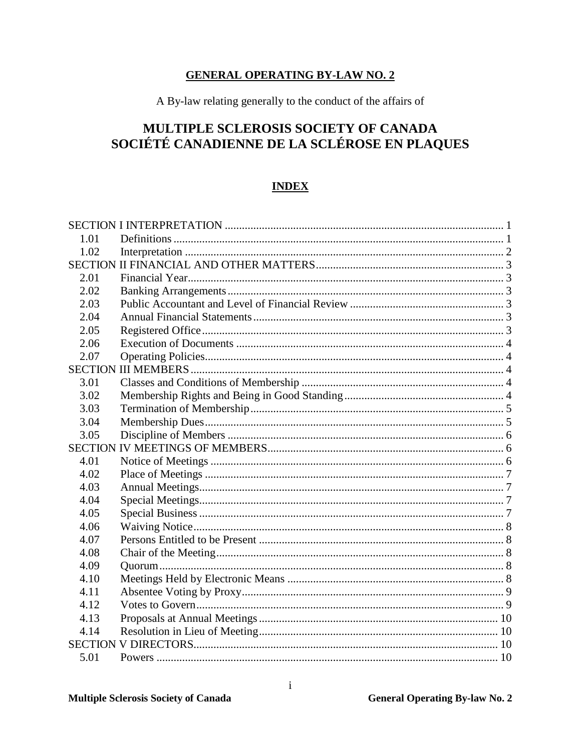**GENERAL OPERATING BY-LAW NO. 2**

A By-law relating generally to the conduct of the affairs of

# MULTIPLE SCLEROSIS SOCIETY OF CANADA
# SOCIÉTÉ CANADIENNE DE LA SCLÉROSE EN PLAQUES

## INDEX

| | | |
|---|---|---|
| SECTION I INTERPRETATION | | 1 |
| 1.01 | Definitions | 1 |
| 1.02 | Interpretation | 2 |
| SECTION II FINANCIAL AND OTHER MATTERS | | 3 |
| 2.01 | Financial Year | 3 |
| 2.02 | Banking Arrangements | 3 |
| 2.03 | Public Accountant and Level of Financial Review | 3 |
| 2.04 | Annual Financial Statements | 3 |
| 2.05 | Registered Office | 3 |
| 2.06 | Execution of Documents | 4 |
| 2.07 | Operating Policies | 4 |
| SECTION III MEMBERS | | 4 |
| 3.01 | Classes and Conditions of Membership | 4 |
| 3.02 | Membership Rights and Being in Good Standing | 4 |
| 3.03 | Termination of Membership | 5 |
| 3.04 | Membership Dues | 5 |
| 3.05 | Discipline of Members | 6 |
| SECTION IV MEETINGS OF MEMBERS | | 6 |
| 4.01 | Notice of Meetings | 6 |
| 4.02 | Place of Meetings | 7 |
| 4.03 | Annual Meetings | 7 |
| 4.04 | Special Meetings | 7 |
| 4.05 | Special Business | 7 |
| 4.06 | Waiving Notice | 8 |
| 4.07 | Persons Entitled to be Present | 8 |
| 4.08 | Chair of the Meeting | 8 |
| 4.09 | Quorum | 8 |
| 4.10 | Meetings Held by Electronic Means | 8 |
| 4.11 | Absentee Voting by Proxy | 9 |
| 4.12 | Votes to Govern | 9 |
| 4.13 | Proposals at Annual Meetings | 10 |
| 4.14 | Resolution in Lieu of Meeting | 10 |
| SECTION V DIRECTORS | | 10 |
| 5.01 | Powers | 10 |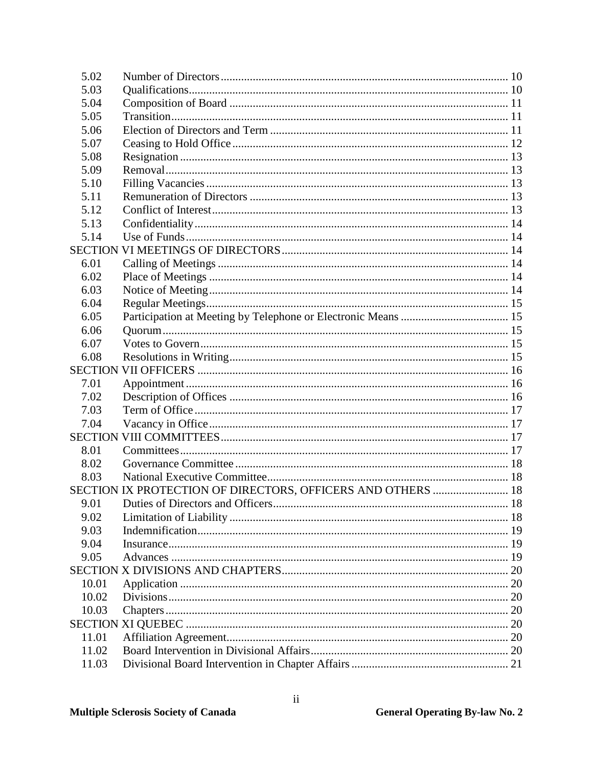| | | |
|---|---|---|
| 5.02 | Number of Directors | 10 |
| 5.03 | Qualifications | 10 |
| 5.04 | Composition of Board | 11 |
| 5.05 | Transition | 11 |
| 5.06 | Election of Directors and Term | 11 |
| 5.07 | Ceasing to Hold Office | 12 |
| 5.08 | Resignation | 13 |
| 5.09 | Removal | 13 |
| 5.10 | Filling Vacancies | 13 |
| 5.11 | Remuneration of Directors | 13 |
| 5.12 | Conflict of Interest | 13 |
| 5.13 | Confidentiality | 14 |
| 5.14 | Use of Funds | 14 |
| SECTION VI MEETINGS OF DIRECTORS | | 14 |
| 6.01 | Calling of Meetings | 14 |
| 6.02 | Place of Meetings | 14 |
| 6.03 | Notice of Meeting | 14 |
| 6.04 | Regular Meetings | 15 |
| 6.05 | Participation at Meeting by Telephone or Electronic Means | 15 |
| 6.06 | Quorum | 15 |
| 6.07 | Votes to Govern | 15 |
| 6.08 | Resolutions in Writing | 15 |
| SECTION VII OFFICERS | | 16 |
| 7.01 | Appointment | 16 |
| 7.02 | Description of Offices | 16 |
| 7.03 | Term of Office | 17 |
| 7.04 | Vacancy in Office | 17 |
| SECTION VIII COMMITTEES | | 17 |
| 8.01 | Committees | 17 |
| 8.02 | Governance Committee | 18 |
| 8.03 | National Executive Committee | 18 |
| SECTION IX PROTECTION OF DIRECTORS, OFFICERS AND OTHERS | | 18 |
| 9.01 | Duties of Directors and Officers | 18 |
| 9.02 | Limitation of Liability | 18 |
| 9.03 | Indemnification | 19 |
| 9.04 | Insurance | 19 |
| 9.05 | Advances | 19 |
| SECTION X DIVISIONS AND CHAPTERS | | 20 |
| 10.01 | Application | 20 |
| 10.02 | Divisions | 20 |
| 10.03 | Chapters | 20 |
| SECTION XI QUEBEC | | 20 |
| 11.01 | Affiliation Agreement | 20 |
| 11.02 | Board Intervention in Divisional Affairs | 20 |
| 11.03 | Divisional Board Intervention in Chapter Affairs | 21 |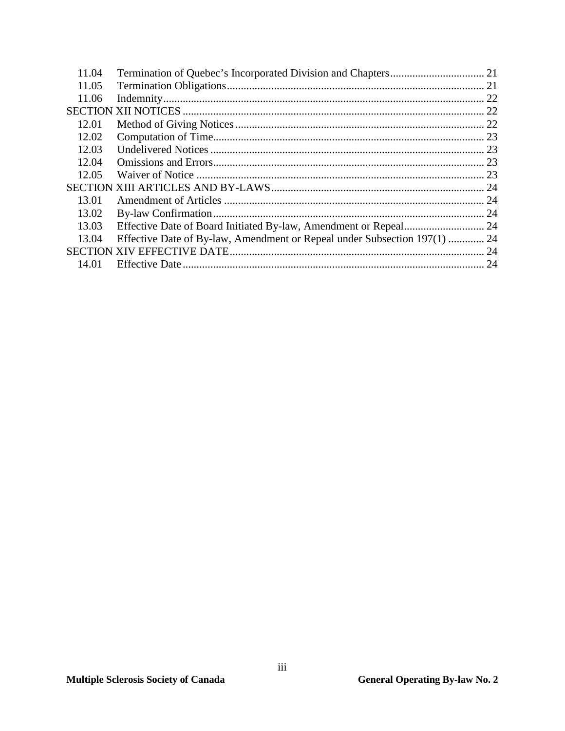| | | |
|---|---|---|
| 11.04 | Termination of Quebec’s Incorporated Division and Chapters | 21 |
| 11.05 | Termination Obligations | 21 |
| 11.06 | Indemnity | 22 |
| SECTION XII NOTICES | | 22 |
| 12.01 | Method of Giving Notices | 22 |
| 12.02 | Computation of Time | 23 |
| 12.03 | Undelivered Notices | 23 |
| 12.04 | Omissions and Errors | 23 |
| 12.05 | Waiver of Notice | 23 |
| SECTION XIII ARTICLES AND BY-LAWS | | 24 |
| 13.01 | Amendment of Articles | 24 |
| 13.02 | By-law Confirmation | 24 |
| 13.03 | Effective Date of Board Initiated By-law, Amendment or Repeal | 24 |
| 13.04 | Effective Date of By-law, Amendment or Repeal under Subsection 197(1) | 24 |
| SECTION XIV EFFECTIVE DATE | | 24 |
| 14.01 | Effective Date | 24 |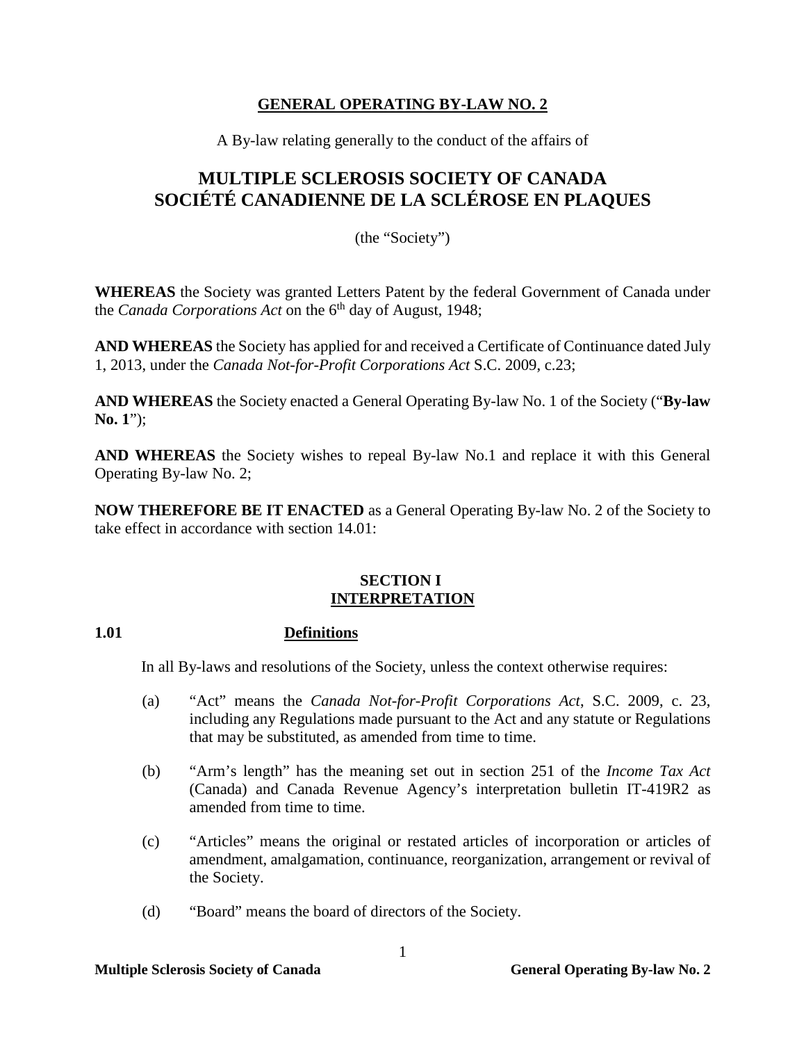## GENERAL OPERATING BY-LAW NO. 2

A By-law relating generally to the conduct of the affairs of

# MULTIPLE SCLEROSIS SOCIETY OF CANADA
# SOCIÉTÉ CANADIENNE DE LA SCLÉROSE EN PLAQUES

(the "Society")

**WHEREAS** the Society was granted Letters Patent by the federal Government of Canada under the *Canada Corporations Act* on the 6th day of August, 1948;

**AND WHEREAS** the Society has applied for and received a Certificate of Continuance dated July 1, 2013, under the *Canada Not-for-Profit Corporations Act* S.C. 2009, c.23;

**AND WHEREAS** the Society enacted a General Operating By-law No. 1 of the Society ("**By-law No. 1**");

**AND WHEREAS** the Society wishes to repeal By-law No.1 and replace it with this General Operating By-law No. 2;

**NOW THEREFORE BE IT ENACTED** as a General Operating By-law No. 2 of the Society to take effect in accordance with section 14.01:

## SECTION I
## INTERPRETATION

### 1.01 Definitions

In all By-laws and resolutions of the Society, unless the context otherwise requires:

(a) "Act" means the *Canada Not-for-Profit Corporations Act*, S.C. 2009, c. 23, including any Regulations made pursuant to the Act and any statute or Regulations that may be substituted, as amended from time to time.

(b) "Arm's length" has the meaning set out in section 251 of the *Income Tax Act* (Canada) and Canada Revenue Agency's interpretation bulletin IT-419R2 as amended from time to time.

(c) "Articles" means the original or restated articles of incorporation or articles of amendment, amalgamation, continuance, reorganization, arrangement or revival of the Society.

(d) "Board" means the board of directors of the Society.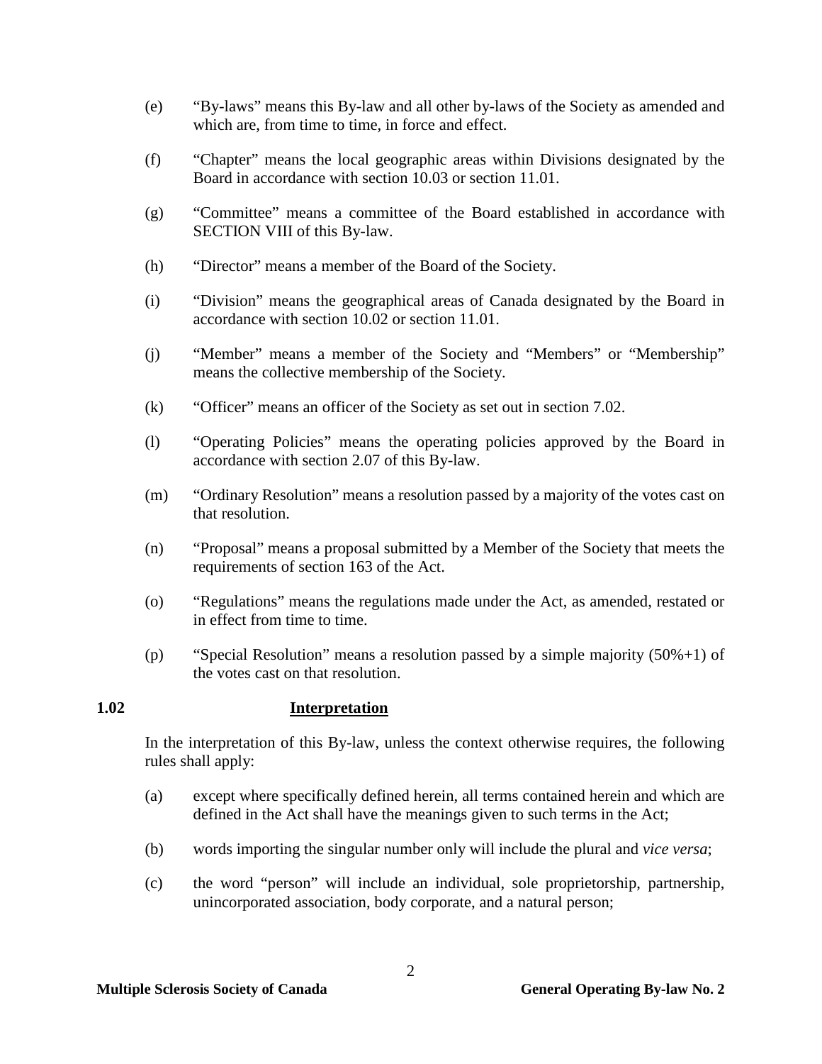(e) "By-laws" means this By-law and all other by-laws of the Society as amended and which are, from time to time, in force and effect.

(f) "Chapter" means the local geographic areas within Divisions designated by the Board in accordance with section 10.03 or section 11.01.

(g) "Committee" means a committee of the Board established in accordance with SECTION VIII of this By-law.

(h) "Director" means a member of the Board of the Society.

(i) "Division" means the geographical areas of Canada designated by the Board in accordance with section 10.02 or section 11.01.

(j) "Member" means a member of the Society and "Members" or "Membership" means the collective membership of the Society.

(k) "Officer" means an officer of the Society as set out in section 7.02.

(l) "Operating Policies" means the operating policies approved by the Board in accordance with section 2.07 of this By-law.

(m) "Ordinary Resolution" means a resolution passed by a majority of the votes cast on that resolution.

(n) "Proposal" means a proposal submitted by a Member of the Society that meets the requirements of section 163 of the Act.

(o) "Regulations" means the regulations made under the Act, as amended, restated or in effect from time to time.

(p) "Special Resolution" means a resolution passed by a simple majority (50%+1) of the votes cast on that resolution.

**1.02 Interpretation**

In the interpretation of this By-law, unless the context otherwise requires, the following rules shall apply:

(a) except where specifically defined herein, all terms contained herein and which are defined in the Act shall have the meanings given to such terms in the Act;

(b) words importing the singular number only will include the plural and *vice versa*;

(c) the word "person" will include an individual, sole proprietorship, partnership, unincorporated association, body corporate, and a natural person;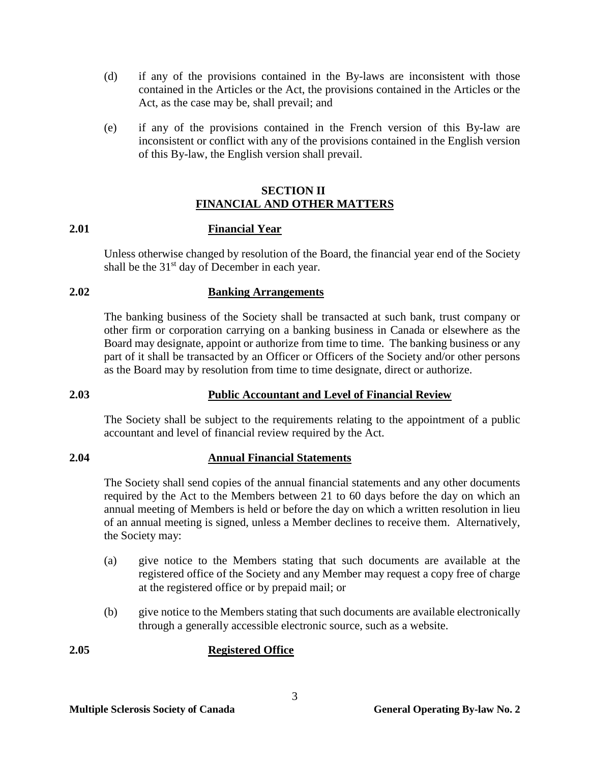(d) if any of the provisions contained in the By-laws are inconsistent with those contained in the Articles or the Act, the provisions contained in the Articles or the Act, as the case may be, shall prevail; and

(e) if any of the provisions contained in the French version of this By-law are inconsistent or conflict with any of the provisions contained in the English version of this By-law, the English version shall prevail.

## SECTION II
## FINANCIAL AND OTHER MATTERS

### 2.01 Financial Year

Unless otherwise changed by resolution of the Board, the financial year end of the Society shall be the 31st day of December in each year.

### 2.02 Banking Arrangements

The banking business of the Society shall be transacted at such bank, trust company or other firm or corporation carrying on a banking business in Canada or elsewhere as the Board may designate, appoint or authorize from time to time. The banking business or any part of it shall be transacted by an Officer or Officers of the Society and/or other persons as the Board may by resolution from time to time designate, direct or authorize.

### 2.03 Public Accountant and Level of Financial Review

The Society shall be subject to the requirements relating to the appointment of a public accountant and level of financial review required by the Act.

### 2.04 Annual Financial Statements

The Society shall send copies of the annual financial statements and any other documents required by the Act to the Members between 21 to 60 days before the day on which an annual meeting of Members is held or before the day on which a written resolution in lieu of an annual meeting is signed, unless a Member declines to receive them. Alternatively, the Society may:

(a) give notice to the Members stating that such documents are available at the registered office of the Society and any Member may request a copy free of charge at the registered office or by prepaid mail; or

(b) give notice to the Members stating that such documents are available electronically through a generally accessible electronic source, such as a website.

### 2.05 Registered Office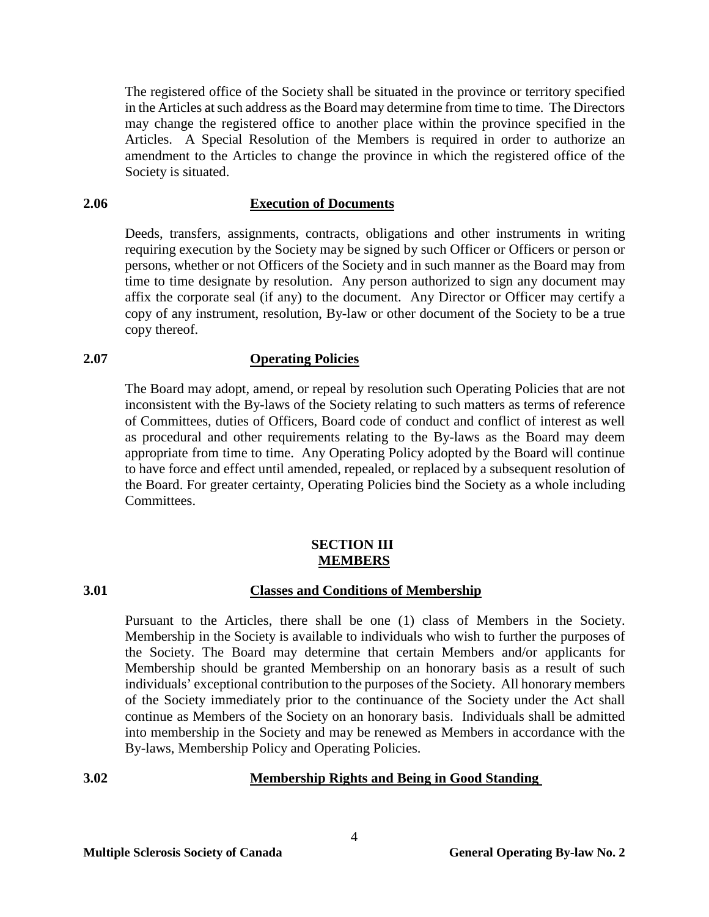The registered office of the Society shall be situated in the province or territory specified in the Articles at such address as the Board may determine from time to time. The Directors may change the registered office to another place within the province specified in the Articles. A Special Resolution of the Members is required in order to authorize an amendment to the Articles to change the province in which the registered office of the Society is situated.

### 2.06 Execution of Documents

Deeds, transfers, assignments, contracts, obligations and other instruments in writing requiring execution by the Society may be signed by such Officer or Officers or person or persons, whether or not Officers of the Society and in such manner as the Board may from time to time designate by resolution. Any person authorized to sign any document may affix the corporate seal (if any) to the document. Any Director or Officer may certify a copy of any instrument, resolution, By-law or other document of the Society to be a true copy thereof.

### 2.07 Operating Policies

The Board may adopt, amend, or repeal by resolution such Operating Policies that are not inconsistent with the By-laws of the Society relating to such matters as terms of reference of Committees, duties of Officers, Board code of conduct and conflict of interest as well as procedural and other requirements relating to the By-laws as the Board may deem appropriate from time to time. Any Operating Policy adopted by the Board will continue to have force and effect until amended, repealed, or replaced by a subsequent resolution of the Board. For greater certainty, Operating Policies bind the Society as a whole including Committees.

## SECTION III
## MEMBERS

### 3.01 Classes and Conditions of Membership

Pursuant to the Articles, there shall be one (1) class of Members in the Society. Membership in the Society is available to individuals who wish to further the purposes of the Society. The Board may determine that certain Members and/or applicants for Membership should be granted Membership on an honorary basis as a result of such individuals' exceptional contribution to the purposes of the Society. All honorary members of the Society immediately prior to the continuance of the Society under the Act shall continue as Members of the Society on an honorary basis. Individuals shall be admitted into membership in the Society and may be renewed as Members in accordance with the By-laws, Membership Policy and Operating Policies.

### 3.02 Membership Rights and Being in Good Standing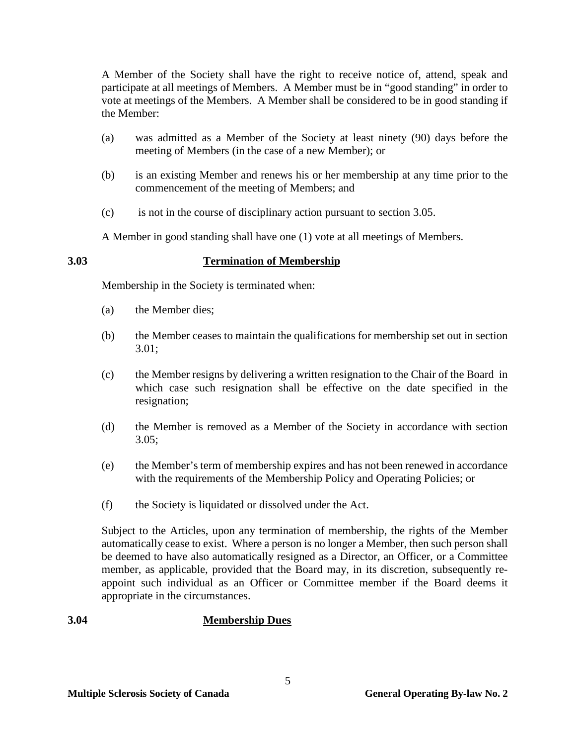A Member of the Society shall have the right to receive notice of, attend, speak and participate at all meetings of Members. A Member must be in "good standing" in order to vote at meetings of the Members. A Member shall be considered to be in good standing if the Member:

(a) was admitted as a Member of the Society at least ninety (90) days before the meeting of Members (in the case of a new Member); or

(b) is an existing Member and renews his or her membership at any time prior to the commencement of the meeting of Members; and

(c) is not in the course of disciplinary action pursuant to section 3.05.

A Member in good standing shall have one (1) vote at all meetings of Members.

### 3.03 Termination of Membership

Membership in the Society is terminated when:

(a) the Member dies;

(b) the Member ceases to maintain the qualifications for membership set out in section 3.01;

(c) the Member resigns by delivering a written resignation to the Chair of the Board in which case such resignation shall be effective on the date specified in the resignation;

(d) the Member is removed as a Member of the Society in accordance with section 3.05;

(e) the Member's term of membership expires and has not been renewed in accordance with the requirements of the Membership Policy and Operating Policies; or

(f) the Society is liquidated or dissolved under the Act.

Subject to the Articles, upon any termination of membership, the rights of the Member automatically cease to exist. Where a person is no longer a Member, then such person shall be deemed to have also automatically resigned as a Director, an Officer, or a Committee member, as applicable, provided that the Board may, in its discretion, subsequently re-appoint such individual as an Officer or Committee member if the Board deems it appropriate in the circumstances.

### 3.04 Membership Dues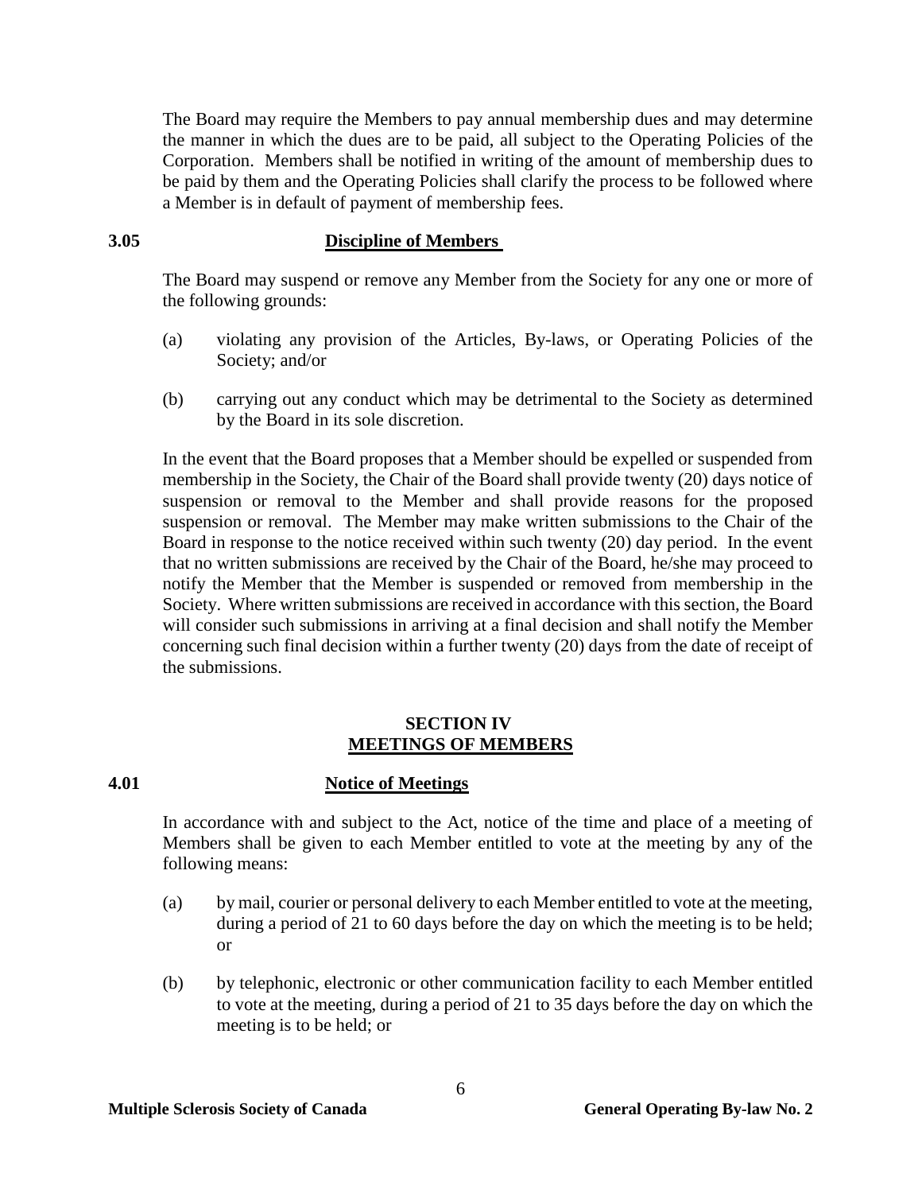The Board may require the Members to pay annual membership dues and may determine the manner in which the dues are to be paid, all subject to the Operating Policies of the Corporation. Members shall be notified in writing of the amount of membership dues to be paid by them and the Operating Policies shall clarify the process to be followed where a Member is in default of payment of membership fees.

### 3.05 Discipline of Members

The Board may suspend or remove any Member from the Society for any one or more of the following grounds:

(a) violating any provision of the Articles, By-laws, or Operating Policies of the Society; and/or

(b) carrying out any conduct which may be detrimental to the Society as determined by the Board in its sole discretion.

In the event that the Board proposes that a Member should be expelled or suspended from membership in the Society, the Chair of the Board shall provide twenty (20) days notice of suspension or removal to the Member and shall provide reasons for the proposed suspension or removal. The Member may make written submissions to the Chair of the Board in response to the notice received within such twenty (20) day period. In the event that no written submissions are received by the Chair of the Board, he/she may proceed to notify the Member that the Member is suspended or removed from membership in the Society. Where written submissions are received in accordance with this section, the Board will consider such submissions in arriving at a final decision and shall notify the Member concerning such final decision within a further twenty (20) days from the date of receipt of the submissions.

## SECTION IV
## MEETINGS OF MEMBERS

### 4.01 Notice of Meetings

In accordance with and subject to the Act, notice of the time and place of a meeting of Members shall be given to each Member entitled to vote at the meeting by any of the following means:

(a) by mail, courier or personal delivery to each Member entitled to vote at the meeting, during a period of 21 to 60 days before the day on which the meeting is to be held; or

(b) by telephonic, electronic or other communication facility to each Member entitled to vote at the meeting, during a period of 21 to 35 days before the day on which the meeting is to be held; or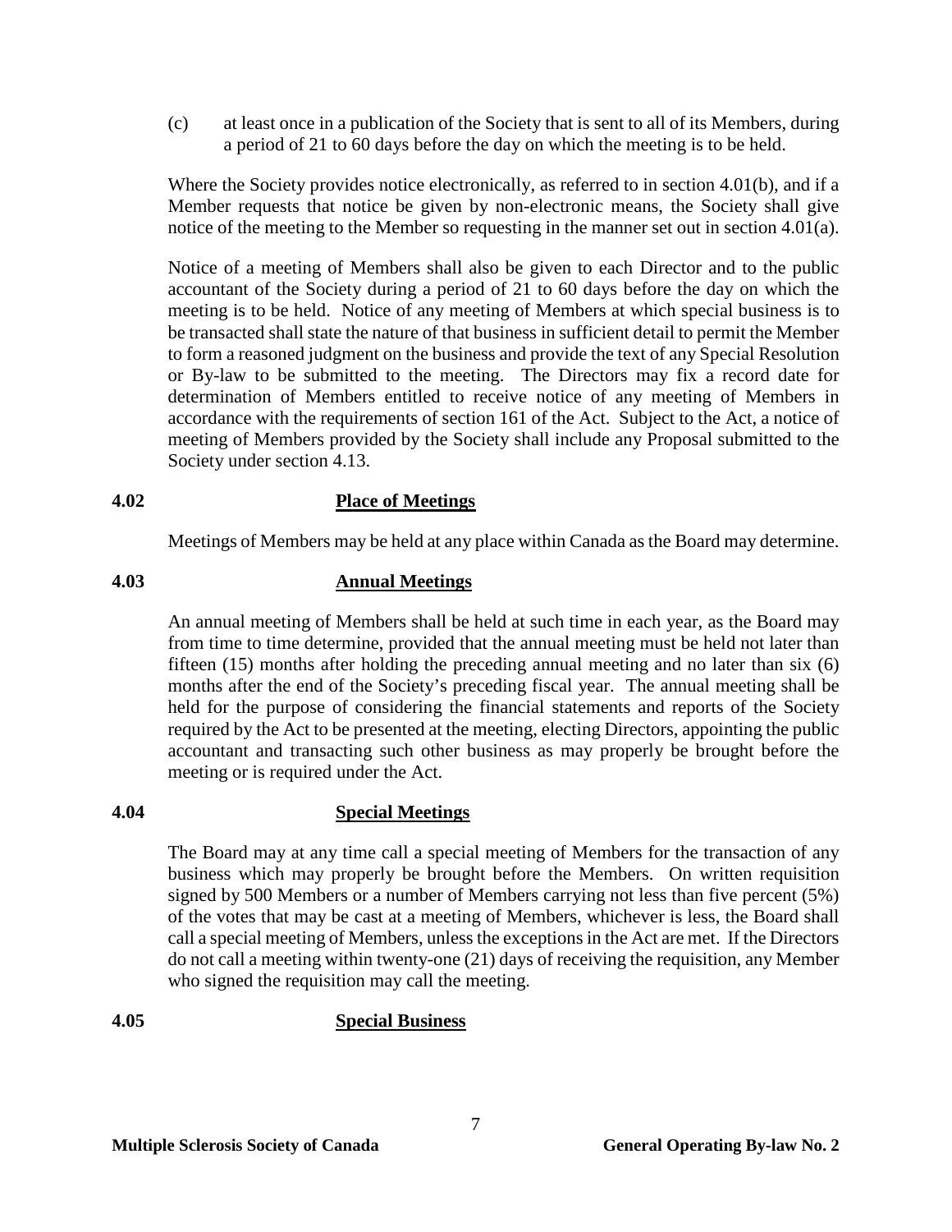(c) at least once in a publication of the Society that is sent to all of its Members, during a period of 21 to 60 days before the day on which the meeting is to be held.

Where the Society provides notice electronically, as referred to in section 4.01(b), and if a Member requests that notice be given by non-electronic means, the Society shall give notice of the meeting to the Member so requesting in the manner set out in section 4.01(a).

Notice of a meeting of Members shall also be given to each Director and to the public accountant of the Society during a period of 21 to 60 days before the day on which the meeting is to be held. Notice of any meeting of Members at which special business is to be transacted shall state the nature of that business in sufficient detail to permit the Member to form a reasoned judgment on the business and provide the text of any Special Resolution or By-law to be submitted to the meeting. The Directors may fix a record date for determination of Members entitled to receive notice of any meeting of Members in accordance with the requirements of section 161 of the Act. Subject to the Act, a notice of meeting of Members provided by the Society shall include any Proposal submitted to the Society under section 4.13.

**4.02 Place of Meetings**

Meetings of Members may be held at any place within Canada as the Board may determine.

**4.03 Annual Meetings**

An annual meeting of Members shall be held at such time in each year, as the Board may from time to time determine, provided that the annual meeting must be held not later than fifteen (15) months after holding the preceding annual meeting and no later than six (6) months after the end of the Society's preceding fiscal year. The annual meeting shall be held for the purpose of considering the financial statements and reports of the Society required by the Act to be presented at the meeting, electing Directors, appointing the public accountant and transacting such other business as may properly be brought before the meeting or is required under the Act.

**4.04 Special Meetings**

The Board may at any time call a special meeting of Members for the transaction of any business which may properly be brought before the Members. On written requisition signed by 500 Members or a number of Members carrying not less than five percent (5%) of the votes that may be cast at a meeting of Members, whichever is less, the Board shall call a special meeting of Members, unless the exceptions in the Act are met. If the Directors do not call a meeting within twenty-one (21) days of receiving the requisition, any Member who signed the requisition may call the meeting.

**4.05 Special Business**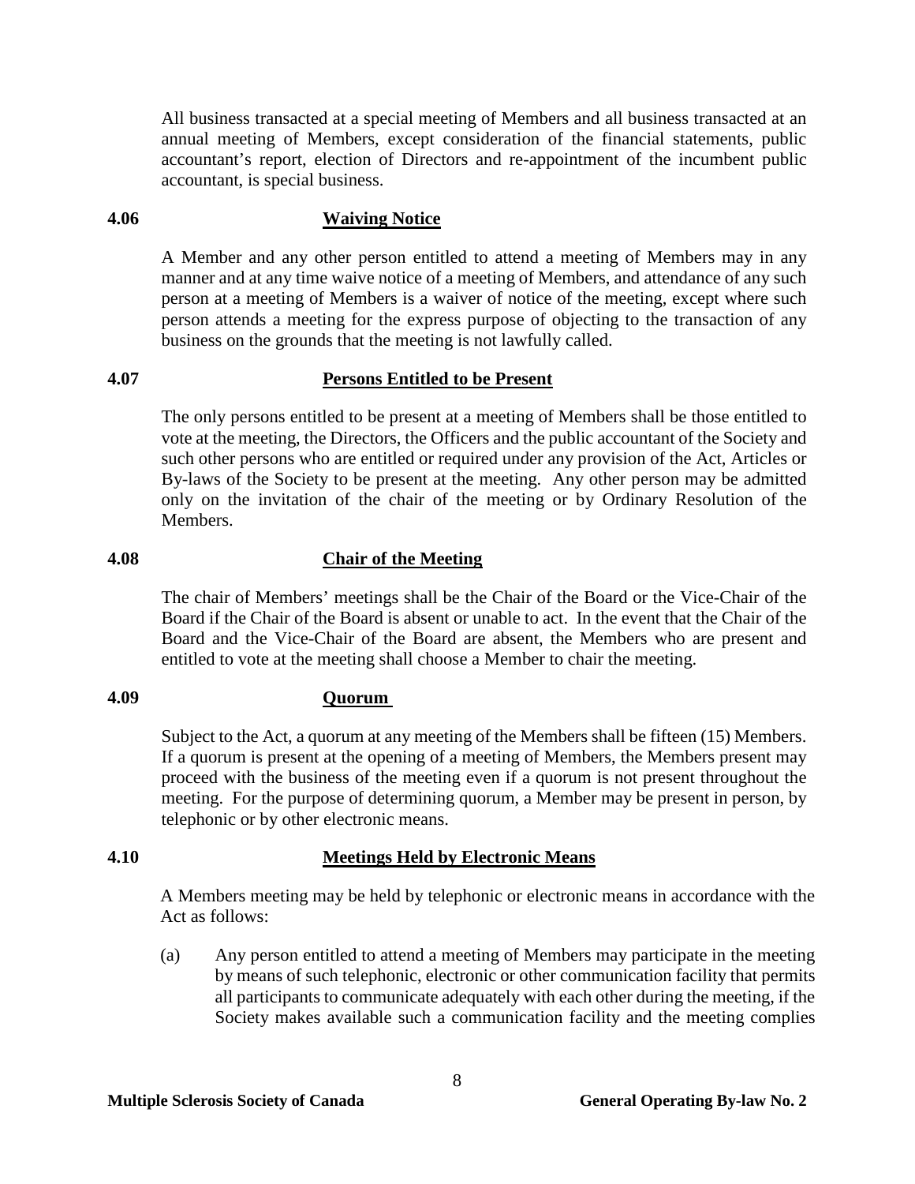All business transacted at a special meeting of Members and all business transacted at an annual meeting of Members, except consideration of the financial statements, public accountant's report, election of Directors and re-appointment of the incumbent public accountant, is special business.

### 4.06 Waiving Notice

A Member and any other person entitled to attend a meeting of Members may in any manner and at any time waive notice of a meeting of Members, and attendance of any such person at a meeting of Members is a waiver of notice of the meeting, except where such person attends a meeting for the express purpose of objecting to the transaction of any business on the grounds that the meeting is not lawfully called.

### 4.07 Persons Entitled to be Present

The only persons entitled to be present at a meeting of Members shall be those entitled to vote at the meeting, the Directors, the Officers and the public accountant of the Society and such other persons who are entitled or required under any provision of the Act, Articles or By-laws of the Society to be present at the meeting. Any other person may be admitted only on the invitation of the chair of the meeting or by Ordinary Resolution of the Members.

### 4.08 Chair of the Meeting

The chair of Members' meetings shall be the Chair of the Board or the Vice-Chair of the Board if the Chair of the Board is absent or unable to act. In the event that the Chair of the Board and the Vice-Chair of the Board are absent, the Members who are present and entitled to vote at the meeting shall choose a Member to chair the meeting.

### 4.09 Quorum

Subject to the Act, a quorum at any meeting of the Members shall be fifteen (15) Members. If a quorum is present at the opening of a meeting of Members, the Members present may proceed with the business of the meeting even if a quorum is not present throughout the meeting. For the purpose of determining quorum, a Member may be present in person, by telephonic or by other electronic means.

### 4.10 Meetings Held by Electronic Means

A Members meeting may be held by telephonic or electronic means in accordance with the Act as follows:

(a) Any person entitled to attend a meeting of Members may participate in the meeting by means of such telephonic, electronic or other communication facility that permits all participants to communicate adequately with each other during the meeting, if the Society makes available such a communication facility and the meeting complies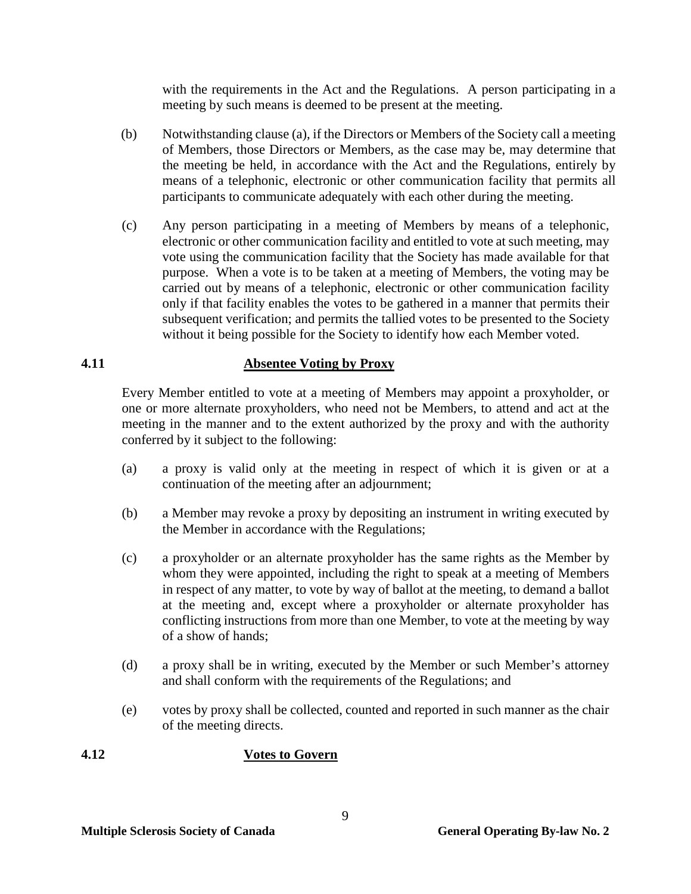with the requirements in the Act and the Regulations. A person participating in a meeting by such means is deemed to be present at the meeting.

(b) Notwithstanding clause (a), if the Directors or Members of the Society call a meeting of Members, those Directors or Members, as the case may be, may determine that the meeting be held, in accordance with the Act and the Regulations, entirely by means of a telephonic, electronic or other communication facility that permits all participants to communicate adequately with each other during the meeting.

(c) Any person participating in a meeting of Members by means of a telephonic, electronic or other communication facility and entitled to vote at such meeting, may vote using the communication facility that the Society has made available for that purpose. When a vote is to be taken at a meeting of Members, the voting may be carried out by means of a telephonic, electronic or other communication facility only if that facility enables the votes to be gathered in a manner that permits their subsequent verification; and permits the tallied votes to be presented to the Society without it being possible for the Society to identify how each Member voted.

## 4.11 Absentee Voting by Proxy

Every Member entitled to vote at a meeting of Members may appoint a proxyholder, or one or more alternate proxyholders, who need not be Members, to attend and act at the meeting in the manner and to the extent authorized by the proxy and with the authority conferred by it subject to the following:

(a) a proxy is valid only at the meeting in respect of which it is given or at a continuation of the meeting after an adjournment;

(b) a Member may revoke a proxy by depositing an instrument in writing executed by the Member in accordance with the Regulations;

(c) a proxyholder or an alternate proxyholder has the same rights as the Member by whom they were appointed, including the right to speak at a meeting of Members in respect of any matter, to vote by way of ballot at the meeting, to demand a ballot at the meeting and, except where a proxyholder or alternate proxyholder has conflicting instructions from more than one Member, to vote at the meeting by way of a show of hands;

(d) a proxy shall be in writing, executed by the Member or such Member's attorney and shall conform with the requirements of the Regulations; and

(e) votes by proxy shall be collected, counted and reported in such manner as the chair of the meeting directs.

## 4.12 Votes to Govern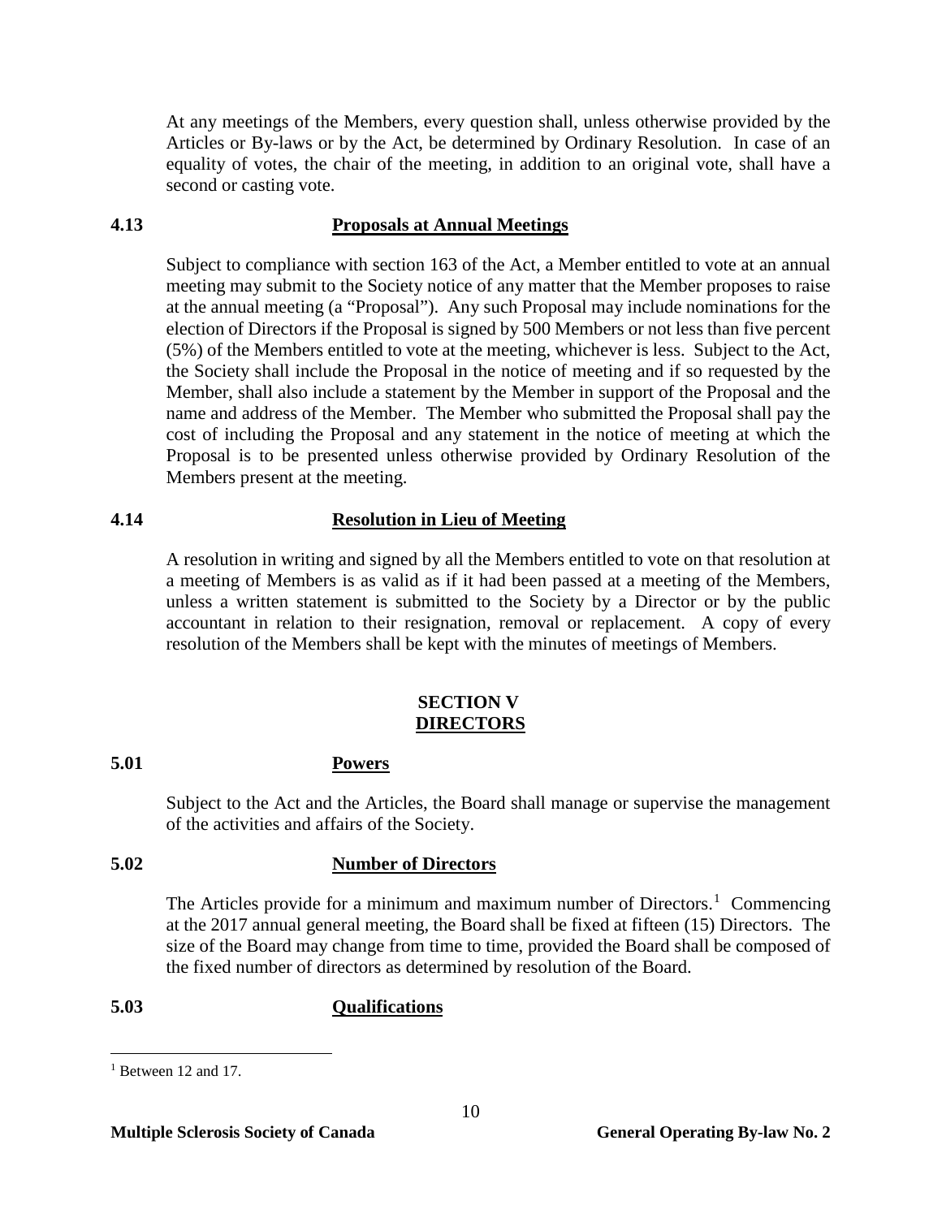At any meetings of the Members, every question shall, unless otherwise provided by the Articles or By-laws or by the Act, be determined by Ordinary Resolution. In case of an equality of votes, the chair of the meeting, in addition to an original vote, shall have a second or casting vote.

### 4.13 Proposals at Annual Meetings

Subject to compliance with section 163 of the Act, a Member entitled to vote at an annual meeting may submit to the Society notice of any matter that the Member proposes to raise at the annual meeting (a "Proposal"). Any such Proposal may include nominations for the election of Directors if the Proposal is signed by 500 Members or not less than five percent (5%) of the Members entitled to vote at the meeting, whichever is less. Subject to the Act, the Society shall include the Proposal in the notice of meeting and if so requested by the Member, shall also include a statement by the Member in support of the Proposal and the name and address of the Member. The Member who submitted the Proposal shall pay the cost of including the Proposal and any statement in the notice of meeting at which the Proposal is to be presented unless otherwise provided by Ordinary Resolution of the Members present at the meeting.

### 4.14 Resolution in Lieu of Meeting

A resolution in writing and signed by all the Members entitled to vote on that resolution at a meeting of Members is as valid as if it had been passed at a meeting of the Members, unless a written statement is submitted to the Society by a Director or by the public accountant in relation to their resignation, removal or replacement. A copy of every resolution of the Members shall be kept with the minutes of meetings of Members.

## SECTION V
## DIRECTORS

### 5.01 Powers

Subject to the Act and the Articles, the Board shall manage or supervise the management of the activities and affairs of the Society.

### 5.02 Number of Directors

The Articles provide for a minimum and maximum number of Directors.[1] Commencing at the 2017 annual general meeting, the Board shall be fixed at fifteen (15) Directors. The size of the Board may change from time to time, provided the Board shall be composed of the fixed number of directors as determined by resolution of the Board.

### 5.03 Qualifications

[1] Between 12 and 17.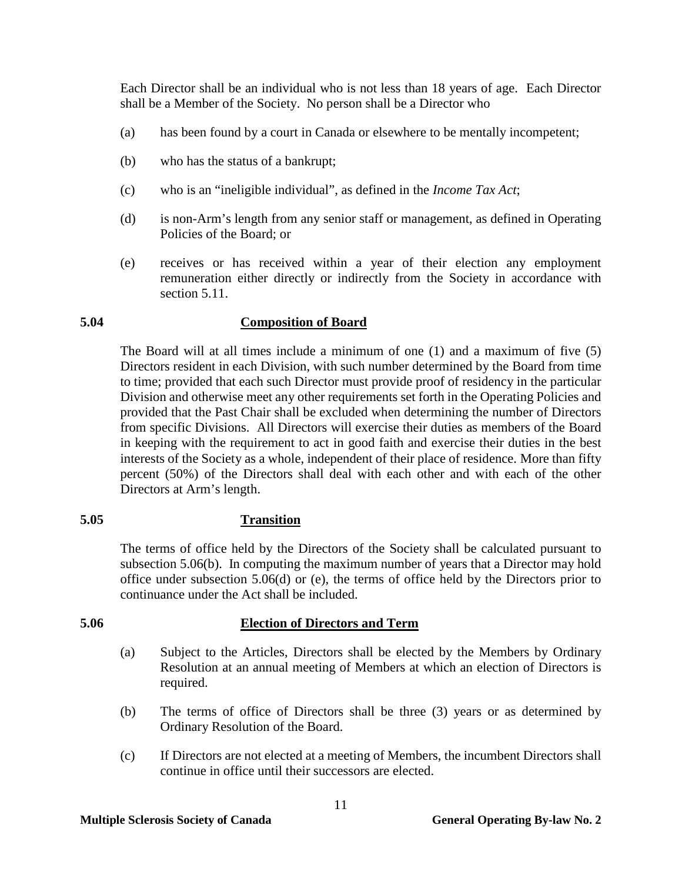Each Director shall be an individual who is not less than 18 years of age. Each Director shall be a Member of the Society. No person shall be a Director who

(a) has been found by a court in Canada or elsewhere to be mentally incompetent;

(b) who has the status of a bankrupt;

(c) who is an "ineligible individual", as defined in the *Income Tax Act*;

(d) is non-Arm's length from any senior staff or management, as defined in Operating Policies of the Board; or

(e) receives or has received within a year of their election any employment remuneration either directly or indirectly from the Society in accordance with section 5.11.

### 5.04 Composition of Board

The Board will at all times include a minimum of one (1) and a maximum of five (5) Directors resident in each Division, with such number determined by the Board from time to time; provided that each such Director must provide proof of residency in the particular Division and otherwise meet any other requirements set forth in the Operating Policies and provided that the Past Chair shall be excluded when determining the number of Directors from specific Divisions. All Directors will exercise their duties as members of the Board in keeping with the requirement to act in good faith and exercise their duties in the best interests of the Society as a whole, independent of their place of residence. More than fifty percent (50%) of the Directors shall deal with each other and with each of the other Directors at Arm's length.

### 5.05 Transition

The terms of office held by the Directors of the Society shall be calculated pursuant to subsection 5.06(b). In computing the maximum number of years that a Director may hold office under subsection 5.06(d) or (e), the terms of office held by the Directors prior to continuance under the Act shall be included.

### 5.06 Election of Directors and Term

(a) Subject to the Articles, Directors shall be elected by the Members by Ordinary Resolution at an annual meeting of Members at which an election of Directors is required.

(b) The terms of office of Directors shall be three (3) years or as determined by Ordinary Resolution of the Board.

(c) If Directors are not elected at a meeting of Members, the incumbent Directors shall continue in office until their successors are elected.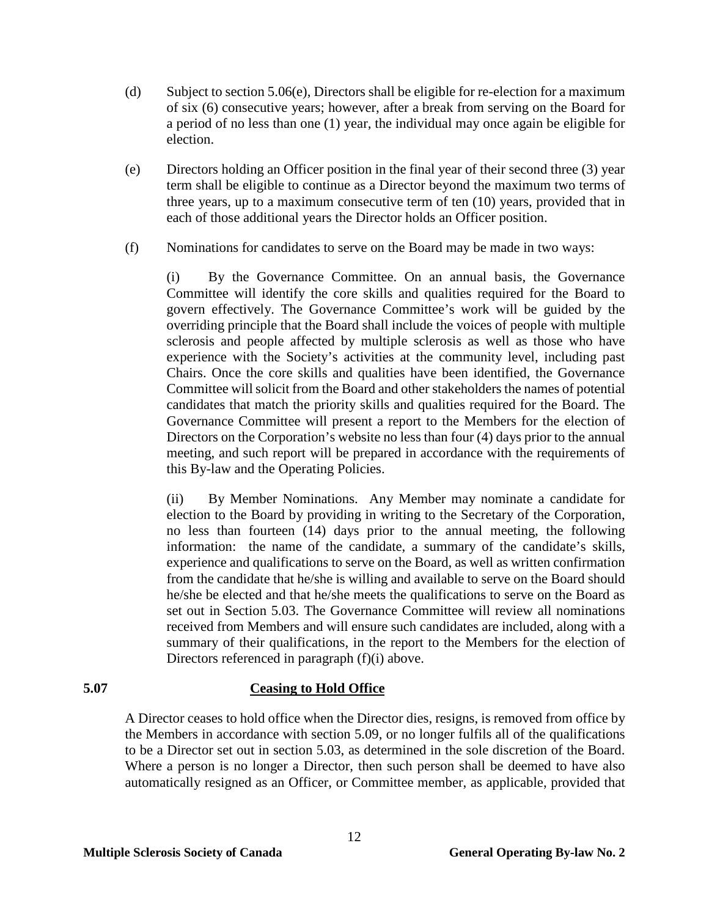(d) Subject to section 5.06(e), Directors shall be eligible for re-election for a maximum of six (6) consecutive years; however, after a break from serving on the Board for a period of no less than one (1) year, the individual may once again be eligible for election.

(e) Directors holding an Officer position in the final year of their second three (3) year term shall be eligible to continue as a Director beyond the maximum two terms of three years, up to a maximum consecutive term of ten (10) years, provided that in each of those additional years the Director holds an Officer position.

(f) Nominations for candidates to serve on the Board may be made in two ways:

(i) By the Governance Committee. On an annual basis, the Governance Committee will identify the core skills and qualities required for the Board to govern effectively. The Governance Committee's work will be guided by the overriding principle that the Board shall include the voices of people with multiple sclerosis and people affected by multiple sclerosis as well as those who have experience with the Society's activities at the community level, including past Chairs. Once the core skills and qualities have been identified, the Governance Committee will solicit from the Board and other stakeholders the names of potential candidates that match the priority skills and qualities required for the Board. The Governance Committee will present a report to the Members for the election of Directors on the Corporation's website no less than four (4) days prior to the annual meeting, and such report will be prepared in accordance with the requirements of this By-law and the Operating Policies.

(ii) By Member Nominations. Any Member may nominate a candidate for election to the Board by providing in writing to the Secretary of the Corporation, no less than fourteen (14) days prior to the annual meeting, the following information: the name of the candidate, a summary of the candidate's skills, experience and qualifications to serve on the Board, as well as written confirmation from the candidate that he/she is willing and available to serve on the Board should he/she be elected and that he/she meets the qualifications to serve on the Board as set out in Section 5.03. The Governance Committee will review all nominations received from Members and will ensure such candidates are included, along with a summary of their qualifications, in the report to the Members for the election of Directors referenced in paragraph (f)(i) above.

## 5.07 Ceasing to Hold Office

A Director ceases to hold office when the Director dies, resigns, is removed from office by the Members in accordance with section 5.09, or no longer fulfils all of the qualifications to be a Director set out in section 5.03, as determined in the sole discretion of the Board. Where a person is no longer a Director, then such person shall be deemed to have also automatically resigned as an Officer, or Committee member, as applicable, provided that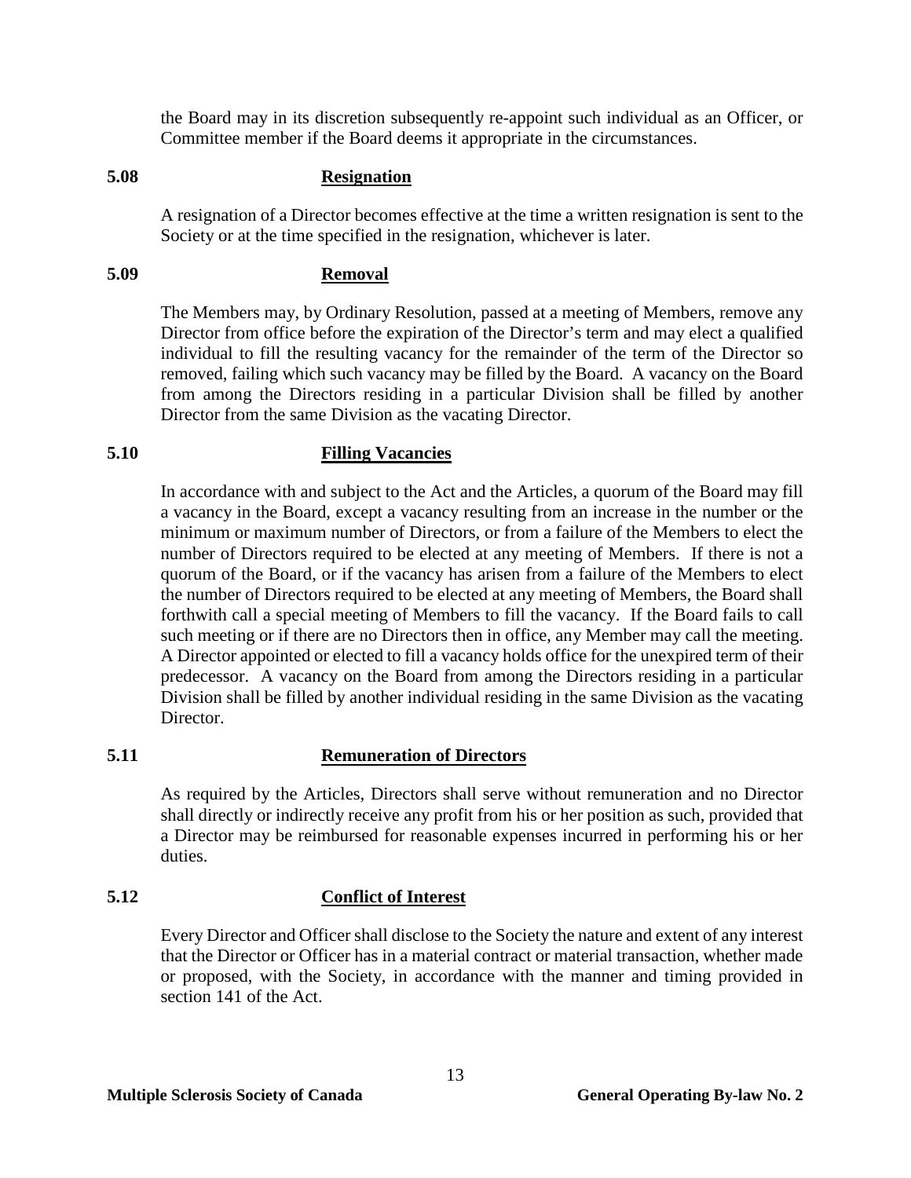the Board may in its discretion subsequently re-appoint such individual as an Officer, or Committee member if the Board deems it appropriate in the circumstances.

### 5.08 Resignation

A resignation of a Director becomes effective at the time a written resignation is sent to the Society or at the time specified in the resignation, whichever is later.

### 5.09 Removal

The Members may, by Ordinary Resolution, passed at a meeting of Members, remove any Director from office before the expiration of the Director's term and may elect a qualified individual to fill the resulting vacancy for the remainder of the term of the Director so removed, failing which such vacancy may be filled by the Board. A vacancy on the Board from among the Directors residing in a particular Division shall be filled by another Director from the same Division as the vacating Director.

### 5.10 Filling Vacancies

In accordance with and subject to the Act and the Articles, a quorum of the Board may fill a vacancy in the Board, except a vacancy resulting from an increase in the number or the minimum or maximum number of Directors, or from a failure of the Members to elect the number of Directors required to be elected at any meeting of Members. If there is not a quorum of the Board, or if the vacancy has arisen from a failure of the Members to elect the number of Directors required to be elected at any meeting of Members, the Board shall forthwith call a special meeting of Members to fill the vacancy. If the Board fails to call such meeting or if there are no Directors then in office, any Member may call the meeting. A Director appointed or elected to fill a vacancy holds office for the unexpired term of their predecessor. A vacancy on the Board from among the Directors residing in a particular Division shall be filled by another individual residing in the same Division as the vacating Director.

### 5.11 Remuneration of Directors

As required by the Articles, Directors shall serve without remuneration and no Director shall directly or indirectly receive any profit from his or her position as such, provided that a Director may be reimbursed for reasonable expenses incurred in performing his or her duties.

### 5.12 Conflict of Interest

Every Director and Officer shall disclose to the Society the nature and extent of any interest that the Director or Officer has in a material contract or material transaction, whether made or proposed, with the Society, in accordance with the manner and timing provided in section 141 of the Act.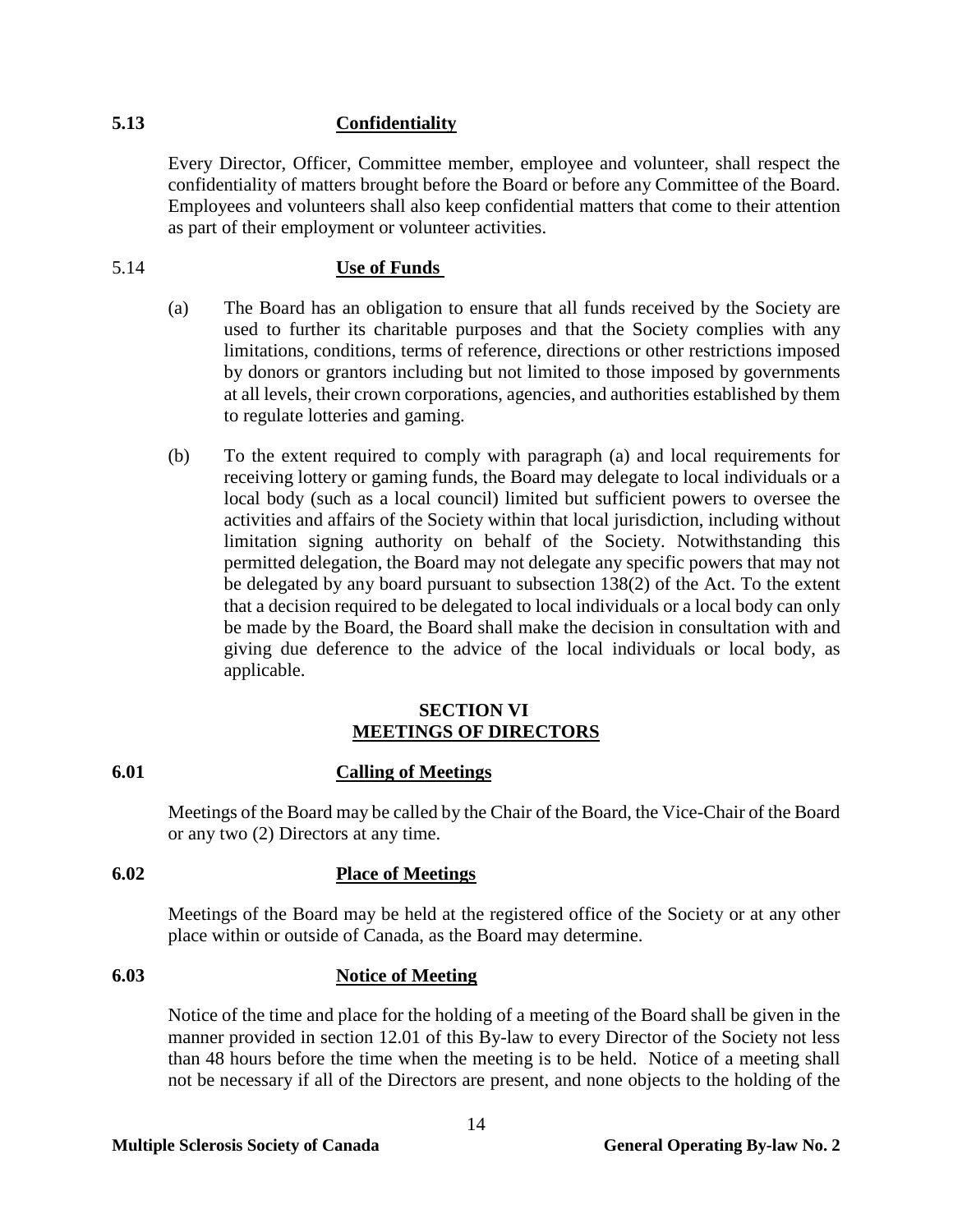**5.13 Confidentiality**

Every Director, Officer, Committee member, employee and volunteer, shall respect the confidentiality of matters brought before the Board or before any Committee of the Board. Employees and volunteers shall also keep confidential matters that come to their attention as part of their employment or volunteer activities.

5.14 **Use of Funds**

(a) The Board has an obligation to ensure that all funds received by the Society are used to further its charitable purposes and that the Society complies with any limitations, conditions, terms of reference, directions or other restrictions imposed by donors or grantors including but not limited to those imposed by governments at all levels, their crown corporations, agencies, and authorities established by them to regulate lotteries and gaming.

(b) To the extent required to comply with paragraph (a) and local requirements for receiving lottery or gaming funds, the Board may delegate to local individuals or a local body (such as a local council) limited but sufficient powers to oversee the activities and affairs of the Society within that local jurisdiction, including without limitation signing authority on behalf of the Society. Notwithstanding this permitted delegation, the Board may not delegate any specific powers that may not be delegated by any board pursuant to subsection 138(2) of the Act. To the extent that a decision required to be delegated to local individuals or a local body can only be made by the Board, the Board shall make the decision in consultation with and giving due deference to the advice of the local individuals or local body, as applicable.

## SECTION VI
## MEETINGS OF DIRECTORS

**6.01 Calling of Meetings**

Meetings of the Board may be called by the Chair of the Board, the Vice-Chair of the Board or any two (2) Directors at any time.

**6.02 Place of Meetings**

Meetings of the Board may be held at the registered office of the Society or at any other place within or outside of Canada, as the Board may determine.

**6.03 Notice of Meeting**

Notice of the time and place for the holding of a meeting of the Board shall be given in the manner provided in section 12.01 of this By-law to every Director of the Society not less than 48 hours before the time when the meeting is to be held. Notice of a meeting shall not be necessary if all of the Directors are present, and none objects to the holding of the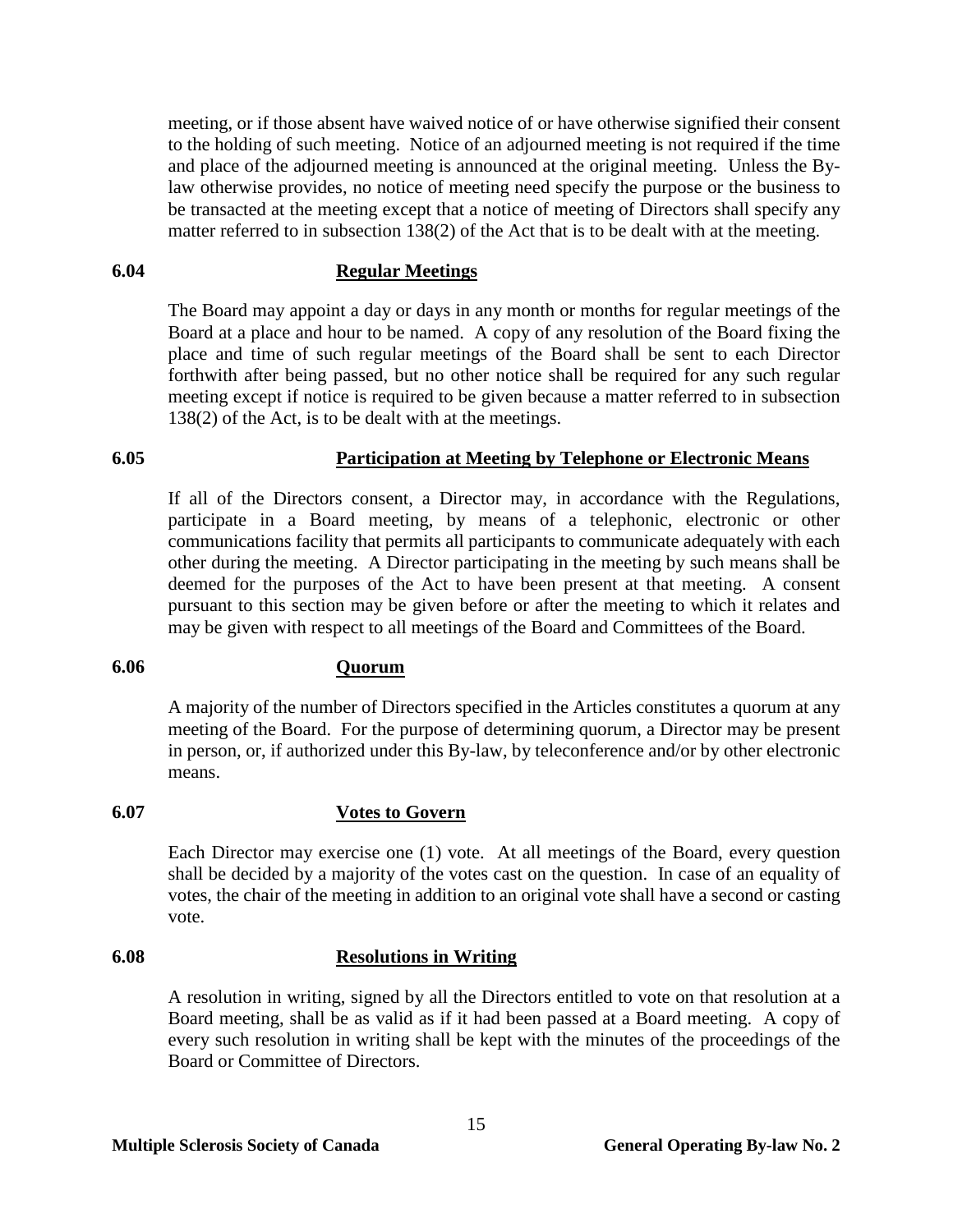meeting, or if those absent have waived notice of or have otherwise signified their consent to the holding of such meeting. Notice of an adjourned meeting is not required if the time and place of the adjourned meeting is announced at the original meeting. Unless the By-law otherwise provides, no notice of meeting need specify the purpose or the business to be transacted at the meeting except that a notice of meeting of Directors shall specify any matter referred to in subsection 138(2) of the Act that is to be dealt with at the meeting.

### 6.04 Regular Meetings

The Board may appoint a day or days in any month or months for regular meetings of the Board at a place and hour to be named. A copy of any resolution of the Board fixing the place and time of such regular meetings of the Board shall be sent to each Director forthwith after being passed, but no other notice shall be required for any such regular meeting except if notice is required to be given because a matter referred to in subsection 138(2) of the Act, is to be dealt with at the meetings.

### 6.05 Participation at Meeting by Telephone or Electronic Means

If all of the Directors consent, a Director may, in accordance with the Regulations, participate in a Board meeting, by means of a telephonic, electronic or other communications facility that permits all participants to communicate adequately with each other during the meeting. A Director participating in the meeting by such means shall be deemed for the purposes of the Act to have been present at that meeting. A consent pursuant to this section may be given before or after the meeting to which it relates and may be given with respect to all meetings of the Board and Committees of the Board.

### 6.06 Quorum

A majority of the number of Directors specified in the Articles constitutes a quorum at any meeting of the Board. For the purpose of determining quorum, a Director may be present in person, or, if authorized under this By-law, by teleconference and/or by other electronic means.

### 6.07 Votes to Govern

Each Director may exercise one (1) vote. At all meetings of the Board, every question shall be decided by a majority of the votes cast on the question. In case of an equality of votes, the chair of the meeting in addition to an original vote shall have a second or casting vote.

### 6.08 Resolutions in Writing

A resolution in writing, signed by all the Directors entitled to vote on that resolution at a Board meeting, shall be as valid as if it had been passed at a Board meeting. A copy of every such resolution in writing shall be kept with the minutes of the proceedings of the Board or Committee of Directors.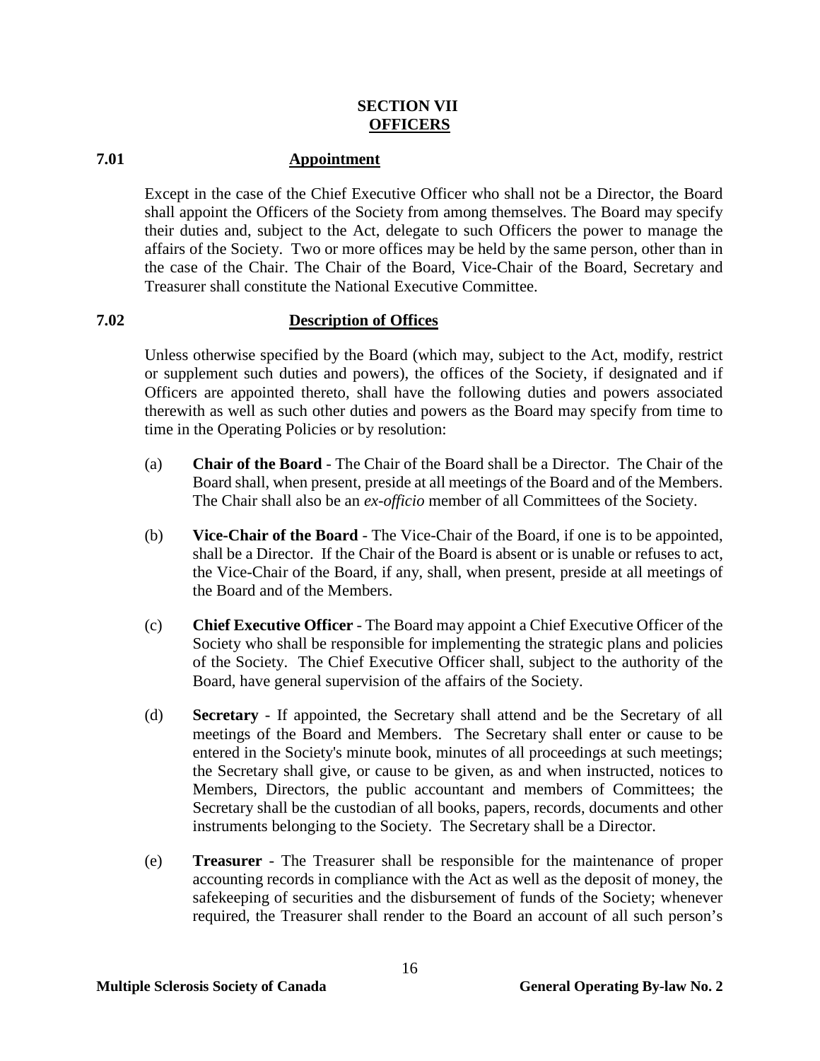## SECTION VII
## OFFICERS

### 7.01 Appointment

Except in the case of the Chief Executive Officer who shall not be a Director, the Board shall appoint the Officers of the Society from among themselves. The Board may specify their duties and, subject to the Act, delegate to such Officers the power to manage the affairs of the Society. Two or more offices may be held by the same person, other than in the case of the Chair. The Chair of the Board, Vice-Chair of the Board, Secretary and Treasurer shall constitute the National Executive Committee.

### 7.02 Description of Offices

Unless otherwise specified by the Board (which may, subject to the Act, modify, restrict or supplement such duties and powers), the offices of the Society, if designated and if Officers are appointed thereto, shall have the following duties and powers associated therewith as well as such other duties and powers as the Board may specify from time to time in the Operating Policies or by resolution:

(a) **Chair of the Board** - The Chair of the Board shall be a Director. The Chair of the Board shall, when present, preside at all meetings of the Board and of the Members. The Chair shall also be an *ex-officio* member of all Committees of the Society.

(b) **Vice-Chair of the Board** - The Vice-Chair of the Board, if one is to be appointed, shall be a Director. If the Chair of the Board is absent or is unable or refuses to act, the Vice-Chair of the Board, if any, shall, when present, preside at all meetings of the Board and of the Members.

(c) **Chief Executive Officer** - The Board may appoint a Chief Executive Officer of the Society who shall be responsible for implementing the strategic plans and policies of the Society. The Chief Executive Officer shall, subject to the authority of the Board, have general supervision of the affairs of the Society.

(d) **Secretary** - If appointed, the Secretary shall attend and be the Secretary of all meetings of the Board and Members. The Secretary shall enter or cause to be entered in the Society's minute book, minutes of all proceedings at such meetings; the Secretary shall give, or cause to be given, as and when instructed, notices to Members, Directors, the public accountant and members of Committees; the Secretary shall be the custodian of all books, papers, records, documents and other instruments belonging to the Society. The Secretary shall be a Director.

(e) **Treasurer** - The Treasurer shall be responsible for the maintenance of proper accounting records in compliance with the Act as well as the deposit of money, the safekeeping of securities and the disbursement of funds of the Society; whenever required, the Treasurer shall render to the Board an account of all such person's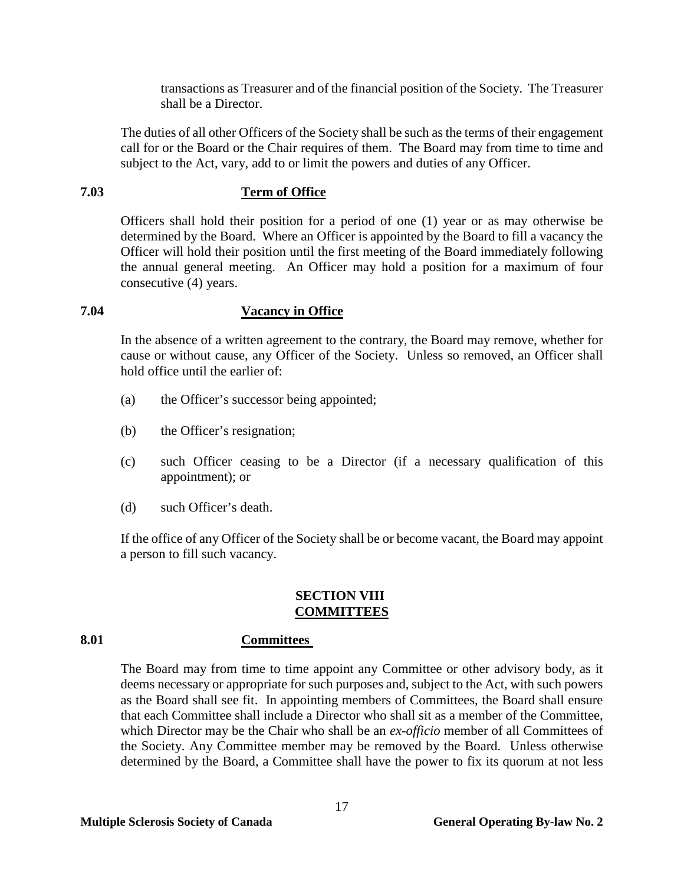transactions as Treasurer and of the financial position of the Society. The Treasurer shall be a Director.

The duties of all other Officers of the Society shall be such as the terms of their engagement call for or the Board or the Chair requires of them. The Board may from time to time and subject to the Act, vary, add to or limit the powers and duties of any Officer.

### 7.03 Term of Office

Officers shall hold their position for a period of one (1) year or as may otherwise be determined by the Board. Where an Officer is appointed by the Board to fill a vacancy the Officer will hold their position until the first meeting of the Board immediately following the annual general meeting. An Officer may hold a position for a maximum of four consecutive (4) years.

### 7.04 Vacancy in Office

In the absence of a written agreement to the contrary, the Board may remove, whether for cause or without cause, any Officer of the Society. Unless so removed, an Officer shall hold office until the earlier of:

(a) the Officer's successor being appointed;

(b) the Officer's resignation;

(c) such Officer ceasing to be a Director (if a necessary qualification of this appointment); or

(d) such Officer's death.

If the office of any Officer of the Society shall be or become vacant, the Board may appoint a person to fill such vacancy.

## SECTION VIII COMMITTEES

### 8.01 Committees

The Board may from time to time appoint any Committee or other advisory body, as it deems necessary or appropriate for such purposes and, subject to the Act, with such powers as the Board shall see fit. In appointing members of Committees, the Board shall ensure that each Committee shall include a Director who shall sit as a member of the Committee, which Director may be the Chair who shall be an *ex-officio* member of all Committees of the Society. Any Committee member may be removed by the Board. Unless otherwise determined by the Board, a Committee shall have the power to fix its quorum at not less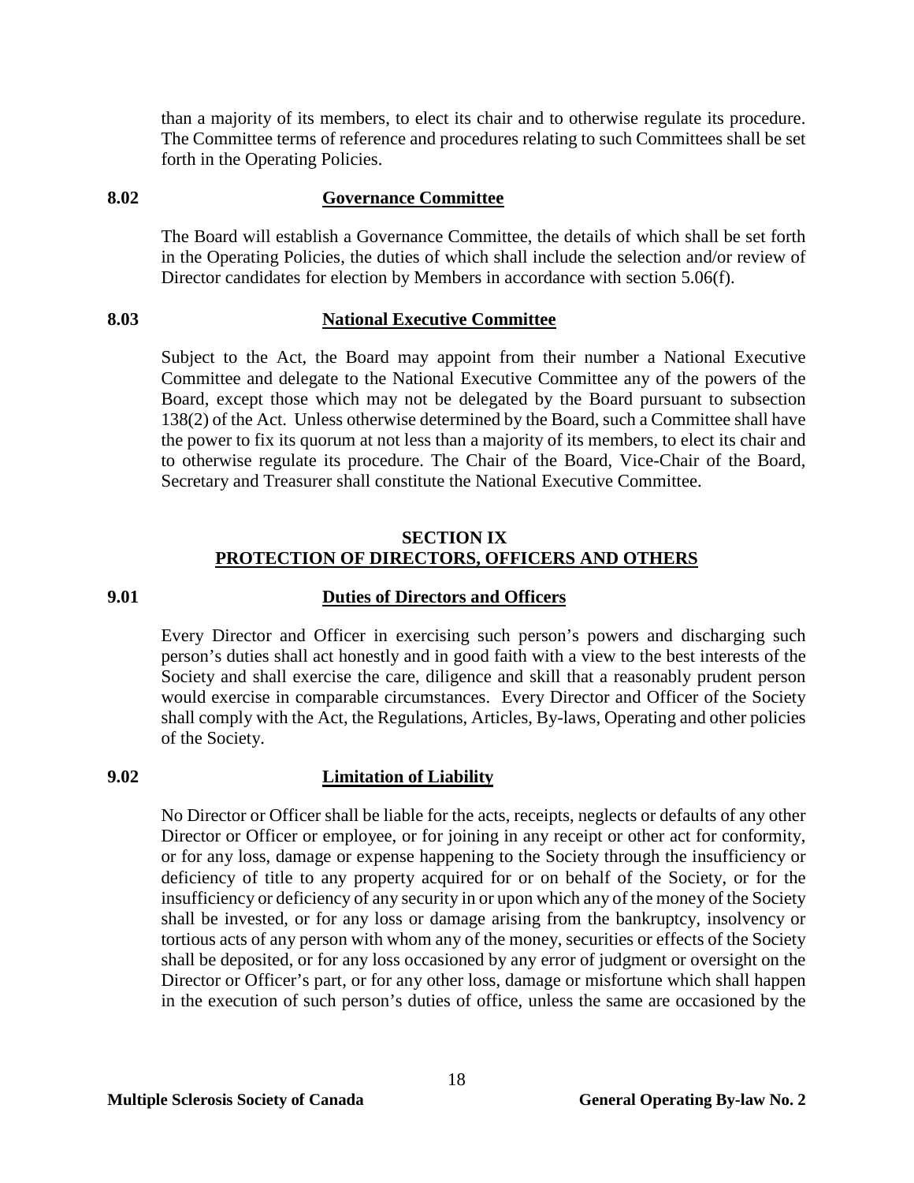than a majority of its members, to elect its chair and to otherwise regulate its procedure. The Committee terms of reference and procedures relating to such Committees shall be set forth in the Operating Policies.

**8.02 Governance Committee**

The Board will establish a Governance Committee, the details of which shall be set forth in the Operating Policies, the duties of which shall include the selection and/or review of Director candidates for election by Members in accordance with section 5.06(f).

**8.03 National Executive Committee**

Subject to the Act, the Board may appoint from their number a National Executive Committee and delegate to the National Executive Committee any of the powers of the Board, except those which may not be delegated by the Board pursuant to subsection 138(2) of the Act. Unless otherwise determined by the Board, such a Committee shall have the power to fix its quorum at not less than a majority of its members, to elect its chair and to otherwise regulate its procedure. The Chair of the Board, Vice-Chair of the Board, Secretary and Treasurer shall constitute the National Executive Committee.

## SECTION IX
## PROTECTION OF DIRECTORS, OFFICERS AND OTHERS

**9.01 Duties of Directors and Officers**

Every Director and Officer in exercising such person's powers and discharging such person's duties shall act honestly and in good faith with a view to the best interests of the Society and shall exercise the care, diligence and skill that a reasonably prudent person would exercise in comparable circumstances. Every Director and Officer of the Society shall comply with the Act, the Regulations, Articles, By-laws, Operating and other policies of the Society.

**9.02 Limitation of Liability**

No Director or Officer shall be liable for the acts, receipts, neglects or defaults of any other Director or Officer or employee, or for joining in any receipt or other act for conformity, or for any loss, damage or expense happening to the Society through the insufficiency or deficiency of title to any property acquired for or on behalf of the Society, or for the insufficiency or deficiency of any security in or upon which any of the money of the Society shall be invested, or for any loss or damage arising from the bankruptcy, insolvency or tortious acts of any person with whom any of the money, securities or effects of the Society shall be deposited, or for any loss occasioned by any error of judgment or oversight on the Director or Officer's part, or for any other loss, damage or misfortune which shall happen in the execution of such person's duties of office, unless the same are occasioned by the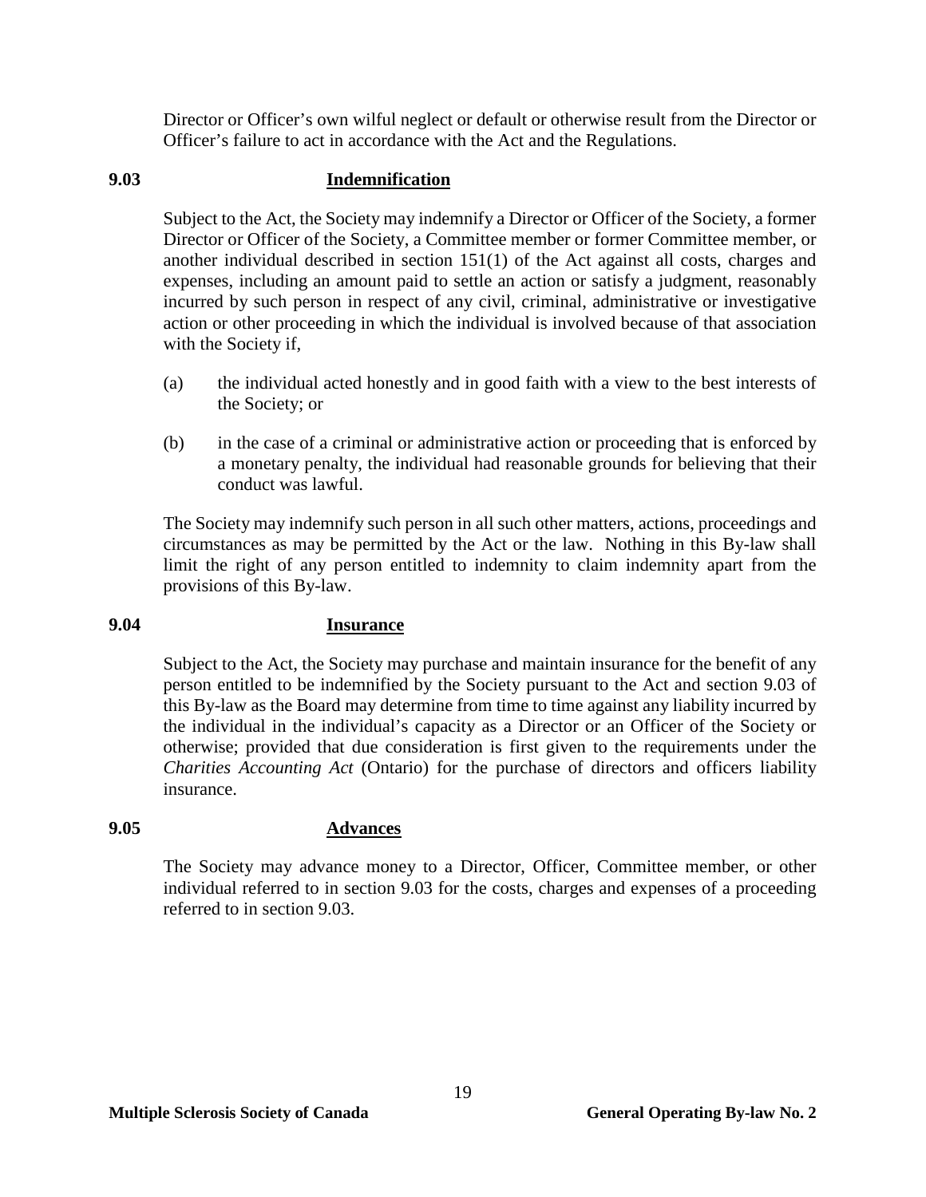Director or Officer's own wilful neglect or default or otherwise result from the Director or Officer's failure to act in accordance with the Act and the Regulations.

**9.03 Indemnification**

Subject to the Act, the Society may indemnify a Director or Officer of the Society, a former Director or Officer of the Society, a Committee member or former Committee member, or another individual described in section 151(1) of the Act against all costs, charges and expenses, including an amount paid to settle an action or satisfy a judgment, reasonably incurred by such person in respect of any civil, criminal, administrative or investigative action or other proceeding in which the individual is involved because of that association with the Society if,

(a) the individual acted honestly and in good faith with a view to the best interests of the Society; or

(b) in the case of a criminal or administrative action or proceeding that is enforced by a monetary penalty, the individual had reasonable grounds for believing that their conduct was lawful.

The Society may indemnify such person in all such other matters, actions, proceedings and circumstances as may be permitted by the Act or the law. Nothing in this By-law shall limit the right of any person entitled to indemnity to claim indemnity apart from the provisions of this By-law.

**9.04 Insurance**

Subject to the Act, the Society may purchase and maintain insurance for the benefit of any person entitled to be indemnified by the Society pursuant to the Act and section 9.03 of this By-law as the Board may determine from time to time against any liability incurred by the individual in the individual's capacity as a Director or an Officer of the Society or otherwise; provided that due consideration is first given to the requirements under the *Charities Accounting Act* (Ontario) for the purchase of directors and officers liability insurance.

**9.05 Advances**

The Society may advance money to a Director, Officer, Committee member, or other individual referred to in section 9.03 for the costs, charges and expenses of a proceeding referred to in section 9.03.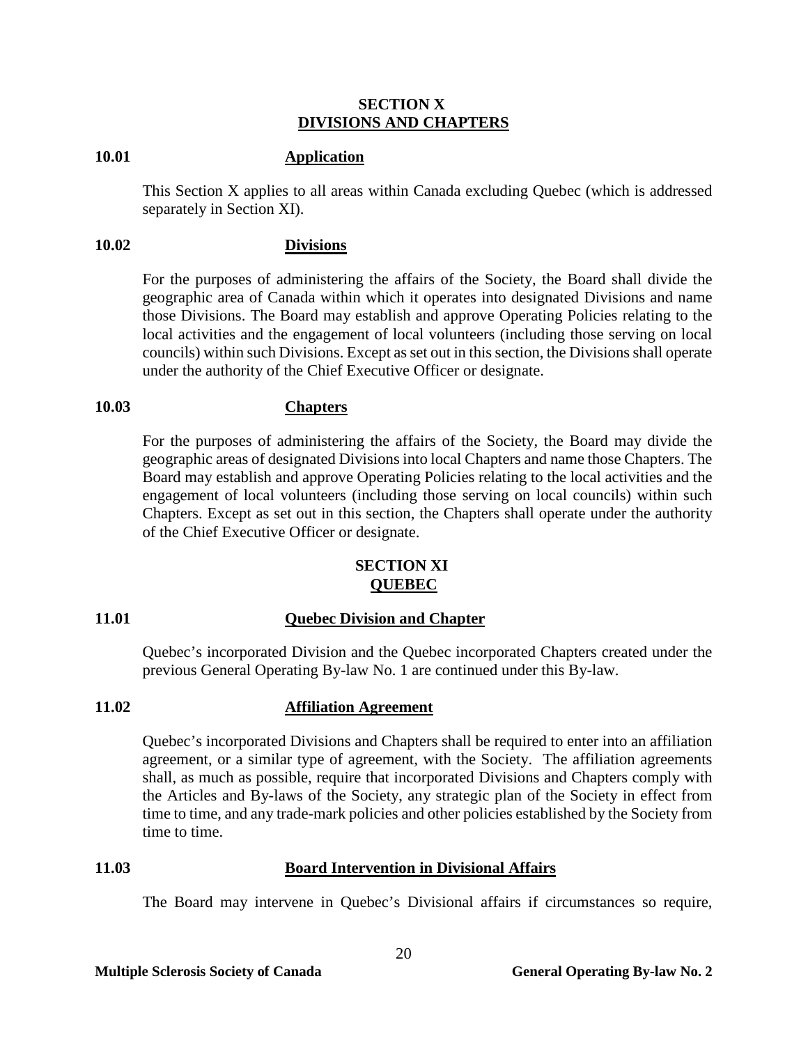## SECTION X
## DIVISIONS AND CHAPTERS

**10.01 Application**

This Section X applies to all areas within Canada excluding Quebec (which is addressed separately in Section XI).

**10.02 Divisions**

For the purposes of administering the affairs of the Society, the Board shall divide the geographic area of Canada within which it operates into designated Divisions and name those Divisions. The Board may establish and approve Operating Policies relating to the local activities and the engagement of local volunteers (including those serving on local councils) within such Divisions. Except as set out in this section, the Divisions shall operate under the authority of the Chief Executive Officer or designate.

**10.03 Chapters**

For the purposes of administering the affairs of the Society, the Board may divide the geographic areas of designated Divisions into local Chapters and name those Chapters. The Board may establish and approve Operating Policies relating to the local activities and the engagement of local volunteers (including those serving on local councils) within such Chapters. Except as set out in this section, the Chapters shall operate under the authority of the Chief Executive Officer or designate.

## SECTION XI
## QUEBEC

**11.01 Quebec Division and Chapter**

Quebec's incorporated Division and the Quebec incorporated Chapters created under the previous General Operating By-law No. 1 are continued under this By-law.

**11.02 Affiliation Agreement**

Quebec's incorporated Divisions and Chapters shall be required to enter into an affiliation agreement, or a similar type of agreement, with the Society. The affiliation agreements shall, as much as possible, require that incorporated Divisions and Chapters comply with the Articles and By-laws of the Society, any strategic plan of the Society in effect from time to time, and any trade-mark policies and other policies established by the Society from time to time.

**11.03 Board Intervention in Divisional Affairs**

The Board may intervene in Quebec's Divisional affairs if circumstances so require,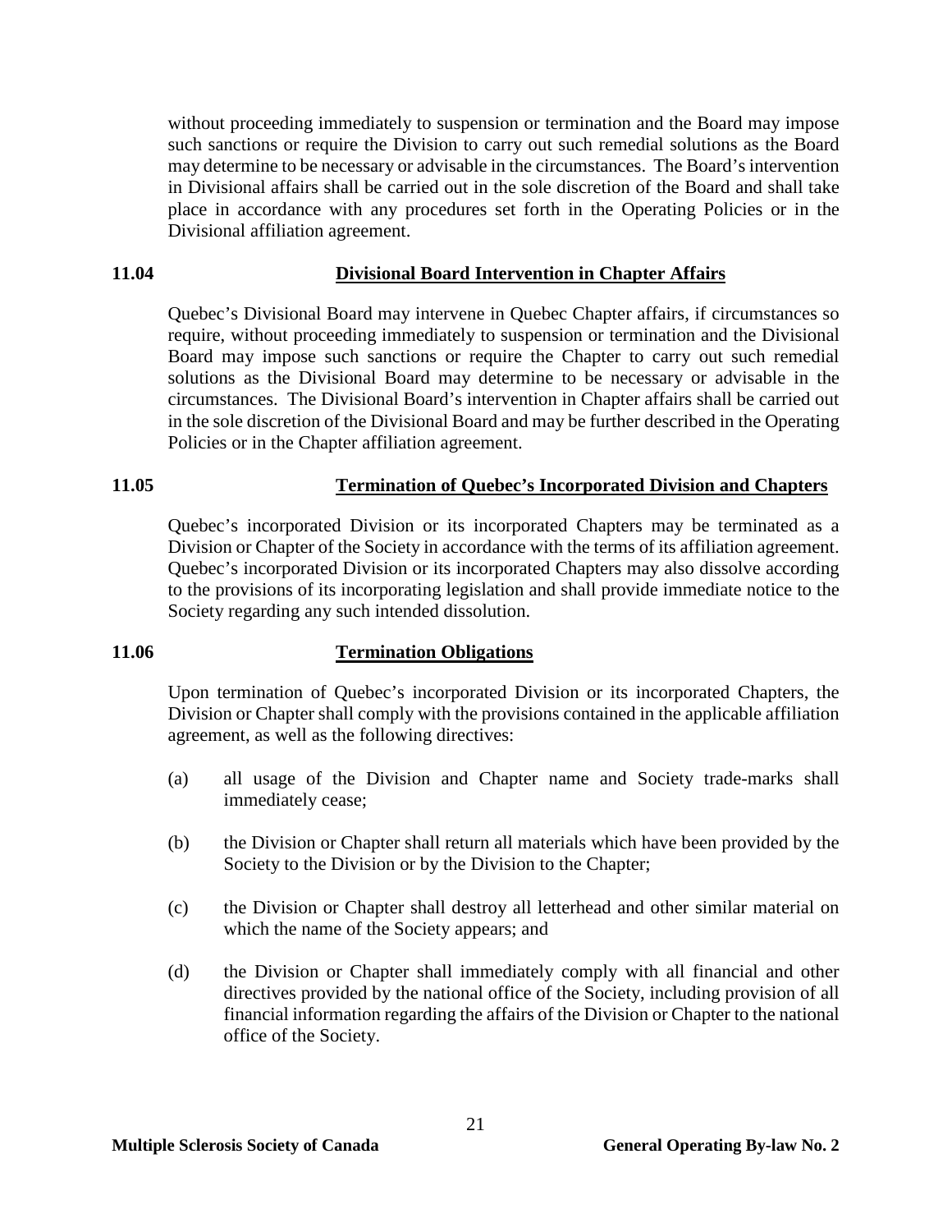without proceeding immediately to suspension or termination and the Board may impose such sanctions or require the Division to carry out such remedial solutions as the Board may determine to be necessary or advisable in the circumstances. The Board's intervention in Divisional affairs shall be carried out in the sole discretion of the Board and shall take place in accordance with any procedures set forth in the Operating Policies or in the Divisional affiliation agreement.

### 11.04 Divisional Board Intervention in Chapter Affairs

Quebec's Divisional Board may intervene in Quebec Chapter affairs, if circumstances so require, without proceeding immediately to suspension or termination and the Divisional Board may impose such sanctions or require the Chapter to carry out such remedial solutions as the Divisional Board may determine to be necessary or advisable in the circumstances. The Divisional Board's intervention in Chapter affairs shall be carried out in the sole discretion of the Divisional Board and may be further described in the Operating Policies or in the Chapter affiliation agreement.

### 11.05 Termination of Quebec's Incorporated Division and Chapters

Quebec's incorporated Division or its incorporated Chapters may be terminated as a Division or Chapter of the Society in accordance with the terms of its affiliation agreement. Quebec's incorporated Division or its incorporated Chapters may also dissolve according to the provisions of its incorporating legislation and shall provide immediate notice to the Society regarding any such intended dissolution.

### 11.06 Termination Obligations

Upon termination of Quebec's incorporated Division or its incorporated Chapters, the Division or Chapter shall comply with the provisions contained in the applicable affiliation agreement, as well as the following directives:

(a) all usage of the Division and Chapter name and Society trade-marks shall immediately cease;

(b) the Division or Chapter shall return all materials which have been provided by the Society to the Division or by the Division to the Chapter;

(c) the Division or Chapter shall destroy all letterhead and other similar material on which the name of the Society appears; and

(d) the Division or Chapter shall immediately comply with all financial and other directives provided by the national office of the Society, including provision of all financial information regarding the affairs of the Division or Chapter to the national office of the Society.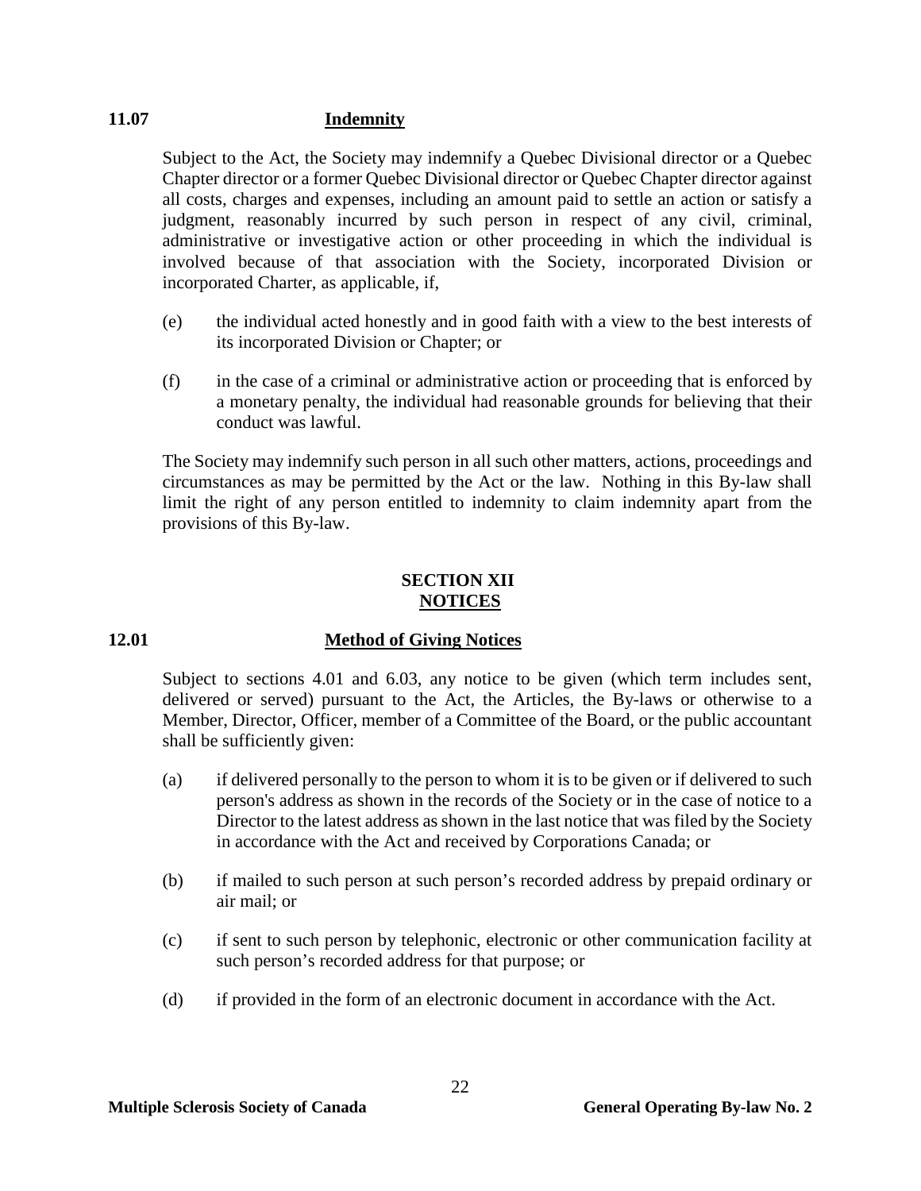**11.07 Indemnity**

Subject to the Act, the Society may indemnify a Quebec Divisional director or a Quebec Chapter director or a former Quebec Divisional director or Quebec Chapter director against all costs, charges and expenses, including an amount paid to settle an action or satisfy a judgment, reasonably incurred by such person in respect of any civil, criminal, administrative or investigative action or other proceeding in which the individual is involved because of that association with the Society, incorporated Division or incorporated Charter, as applicable, if,

(e) the individual acted honestly and in good faith with a view to the best interests of its incorporated Division or Chapter; or

(f) in the case of a criminal or administrative action or proceeding that is enforced by a monetary penalty, the individual had reasonable grounds for believing that their conduct was lawful.

The Society may indemnify such person in all such other matters, actions, proceedings and circumstances as may be permitted by the Act or the law. Nothing in this By-law shall limit the right of any person entitled to indemnity to claim indemnity apart from the provisions of this By-law.

## SECTION XII
## NOTICES

**12.01 Method of Giving Notices**

Subject to sections 4.01 and 6.03, any notice to be given (which term includes sent, delivered or served) pursuant to the Act, the Articles, the By-laws or otherwise to a Member, Director, Officer, member of a Committee of the Board, or the public accountant shall be sufficiently given:

(a) if delivered personally to the person to whom it is to be given or if delivered to such person's address as shown in the records of the Society or in the case of notice to a Director to the latest address as shown in the last notice that was filed by the Society in accordance with the Act and received by Corporations Canada; or

(b) if mailed to such person at such person's recorded address by prepaid ordinary or air mail; or

(c) if sent to such person by telephonic, electronic or other communication facility at such person's recorded address for that purpose; or

(d) if provided in the form of an electronic document in accordance with the Act.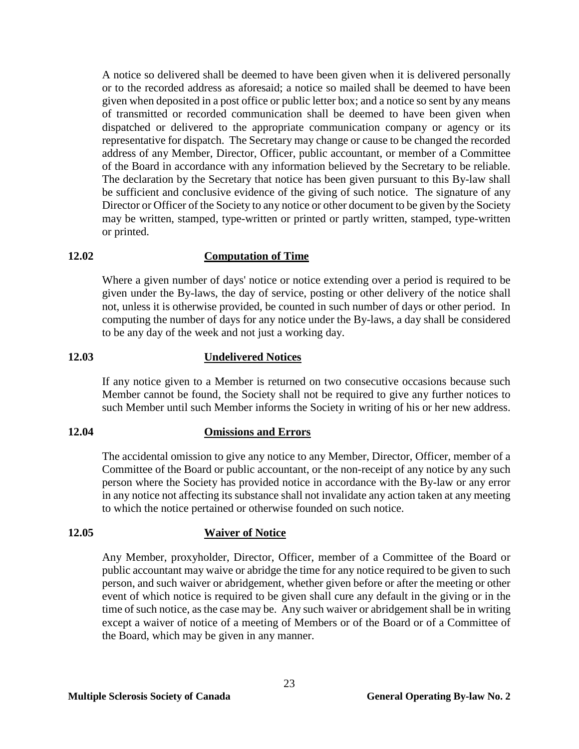A notice so delivered shall be deemed to have been given when it is delivered personally or to the recorded address as aforesaid; a notice so mailed shall be deemed to have been given when deposited in a post office or public letter box; and a notice so sent by any means of transmitted or recorded communication shall be deemed to have been given when dispatched or delivered to the appropriate communication company or agency or its representative for dispatch. The Secretary may change or cause to be changed the recorded address of any Member, Director, Officer, public accountant, or member of a Committee of the Board in accordance with any information believed by the Secretary to be reliable. The declaration by the Secretary that notice has been given pursuant to this By-law shall be sufficient and conclusive evidence of the giving of such notice. The signature of any Director or Officer of the Society to any notice or other document to be given by the Society may be written, stamped, type-written or printed or partly written, stamped, type-written or printed.

## 12.02 Computation of Time

Where a given number of days' notice or notice extending over a period is required to be given under the By-laws, the day of service, posting or other delivery of the notice shall not, unless it is otherwise provided, be counted in such number of days or other period. In computing the number of days for any notice under the By-laws, a day shall be considered to be any day of the week and not just a working day.

## 12.03 Undelivered Notices

If any notice given to a Member is returned on two consecutive occasions because such Member cannot be found, the Society shall not be required to give any further notices to such Member until such Member informs the Society in writing of his or her new address.

## 12.04 Omissions and Errors

The accidental omission to give any notice to any Member, Director, Officer, member of a Committee of the Board or public accountant, or the non-receipt of any notice by any such person where the Society has provided notice in accordance with the By-law or any error in any notice not affecting its substance shall not invalidate any action taken at any meeting to which the notice pertained or otherwise founded on such notice.

## 12.05 Waiver of Notice

Any Member, proxyholder, Director, Officer, member of a Committee of the Board or public accountant may waive or abridge the time for any notice required to be given to such person, and such waiver or abridgement, whether given before or after the meeting or other event of which notice is required to be given shall cure any default in the giving or in the time of such notice, as the case may be. Any such waiver or abridgement shall be in writing except a waiver of notice of a meeting of Members or of the Board or of a Committee of the Board, which may be given in any manner.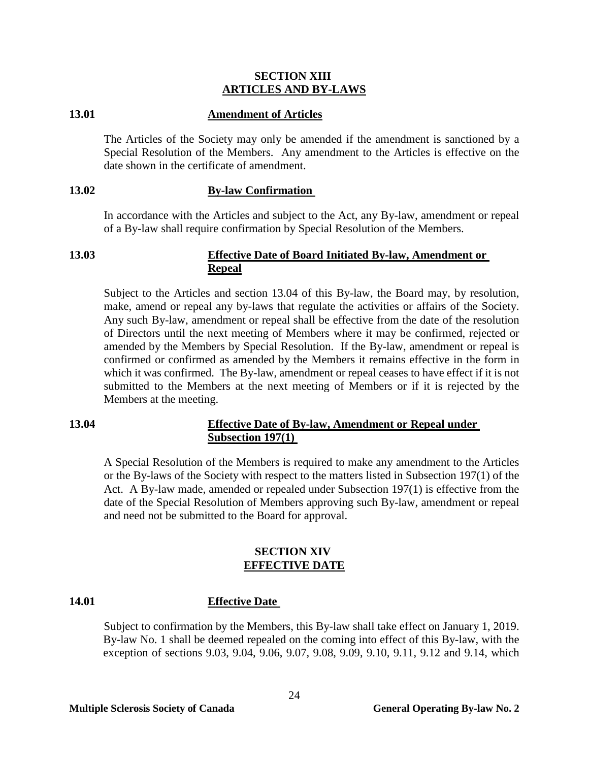## SECTION XIII
## ARTICLES AND BY-LAWS

### 13.01 Amendment of Articles

The Articles of the Society may only be amended if the amendment is sanctioned by a Special Resolution of the Members. Any amendment to the Articles is effective on the date shown in the certificate of amendment.

### 13.02 By-law Confirmation

In accordance with the Articles and subject to the Act, any By-law, amendment or repeal of a By-law shall require confirmation by Special Resolution of the Members.

### 13.03 Effective Date of Board Initiated By-law, Amendment or Repeal

Subject to the Articles and section 13.04 of this By-law, the Board may, by resolution, make, amend or repeal any by-laws that regulate the activities or affairs of the Society. Any such By-law, amendment or repeal shall be effective from the date of the resolution of Directors until the next meeting of Members where it may be confirmed, rejected or amended by the Members by Special Resolution. If the By-law, amendment or repeal is confirmed or confirmed as amended by the Members it remains effective in the form in which it was confirmed. The By-law, amendment or repeal ceases to have effect if it is not submitted to the Members at the next meeting of Members or if it is rejected by the Members at the meeting.

### 13.04 Effective Date of By-law, Amendment or Repeal under Subsection 197(1)

A Special Resolution of the Members is required to make any amendment to the Articles or the By-laws of the Society with respect to the matters listed in Subsection 197(1) of the Act. A By-law made, amended or repealed under Subsection 197(1) is effective from the date of the Special Resolution of Members approving such By-law, amendment or repeal and need not be submitted to the Board for approval.

## SECTION XIV
## EFFECTIVE DATE

### 14.01 Effective Date

Subject to confirmation by the Members, this By-law shall take effect on January 1, 2019. By-law No. 1 shall be deemed repealed on the coming into effect of this By-law, with the exception of sections 9.03, 9.04, 9.06, 9.07, 9.08, 9.09, 9.10, 9.11, 9.12 and 9.14, which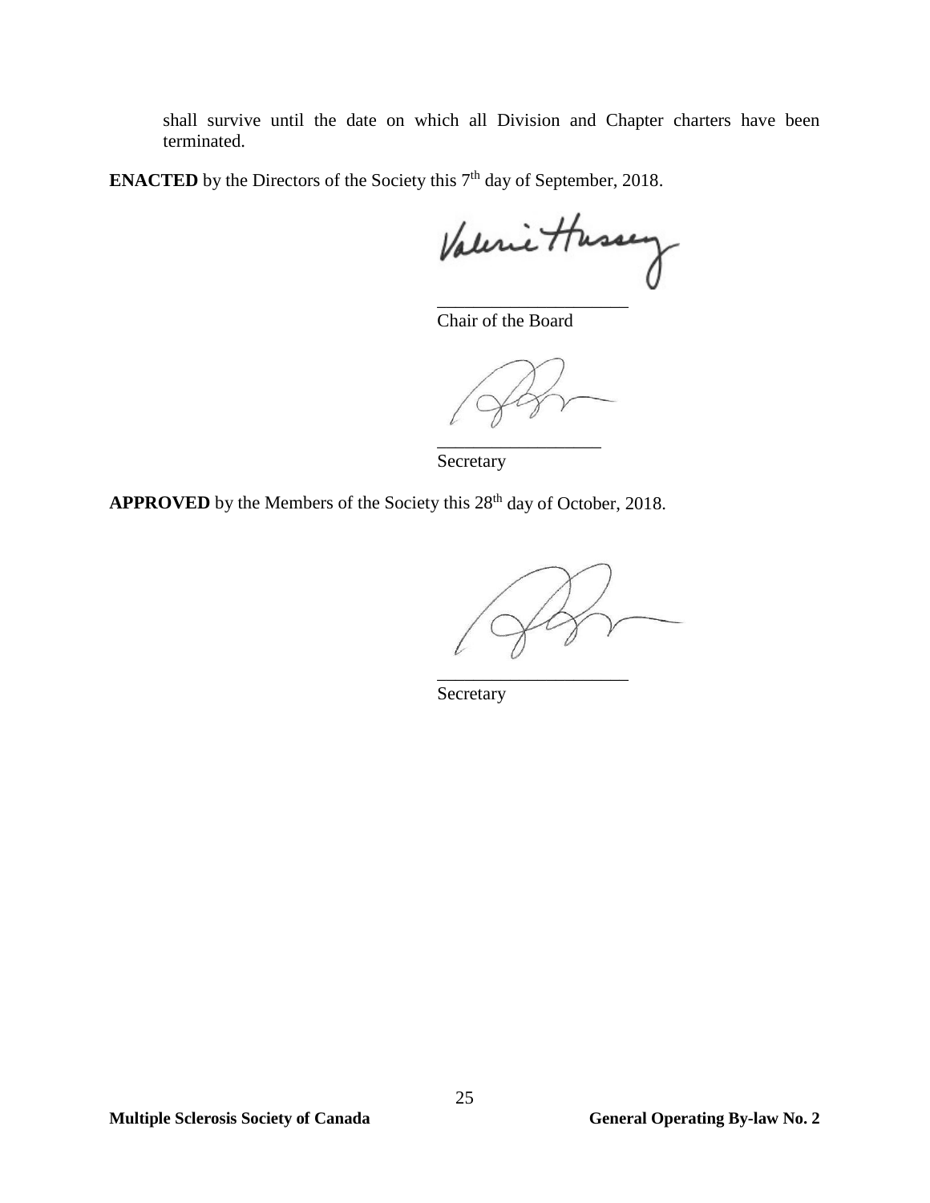shall survive until the date on which all Division and Chapter charters have been terminated.

**ENACTED** by the Directors of the Society this 7th day of September, 2018.

_____________________
Chair of the Board

_________________
Secretary

**APPROVED** by the Members of the Society this 28th day of October, 2018.

_____________________
Secretary